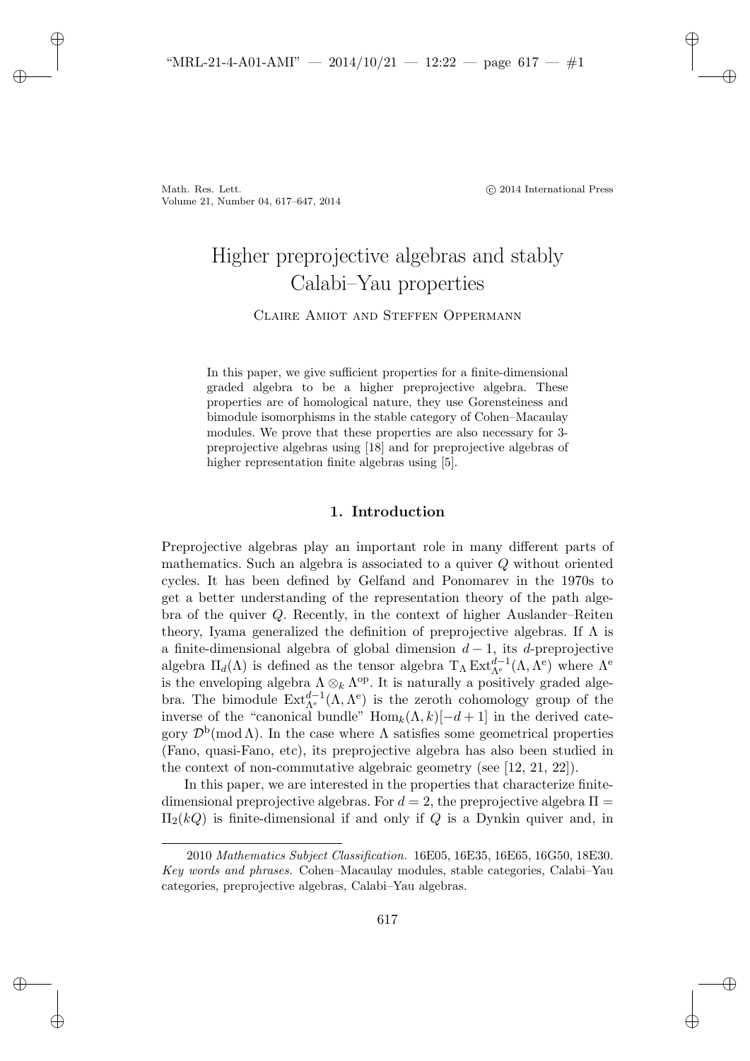Math. Res. Lett.
Volume 21, Number 04, 617–647, 2014

© 2014 International Press

# Higher preprojective algebras and stably Calabi–Yau properties

Claire Amiot and Steffen Oppermann

In this paper, we give sufficient properties for a finite-dimensional graded algebra to be a higher preprojective algebra. These properties are of homological nature, they use Gorensteiness and bimodule isomorphisms in the stable category of Cohen–Macaulay modules. We prove that these properties are also necessary for 3-preprojective algebras using [18] and for preprojective algebras of higher representation finite algebras using [5].

## 1. Introduction

Preprojective algebras play an important role in many different parts of mathematics. Such an algebra is associated to a quiver $Q$ without oriented cycles. It has been defined by Gelfand and Ponomarev in the 1970s to get a better understanding of the representation theory of the path algebra of the quiver $Q$. Recently, in the context of higher Auslander–Reiten theory, Iyama generalized the definition of preprojective algebras. If $\Lambda$ is a finite-dimensional algebra of global dimension $d-1$, its $d$-preprojective algebra $\Pi_d(\Lambda)$ is defined as the tensor algebra $\mathrm{T}_\Lambda \operatorname{Ext}^{d-1}_{\Lambda^{\mathrm{e}}}(\Lambda, \Lambda^{\mathrm{e}})$ where $\Lambda^{\mathrm{e}}$ is the enveloping algebra $\Lambda \otimes_k \Lambda^{\mathrm{op}}$. It is naturally a positively graded algebra. The bimodule $\operatorname{Ext}^{d-1}_{\Lambda^{\mathrm{e}}}(\Lambda, \Lambda^{\mathrm{e}})$ is the zeroth cohomology group of the inverse of the "canonical bundle" $\operatorname{Hom}_k(\Lambda, k)[-d+1]$ in the derived category $\mathcal{D}^{\mathrm{b}}(\operatorname{mod} \Lambda)$. In the case where $\Lambda$ satisfies some geometrical properties (Fano, quasi-Fano, etc), its preprojective algebra has also been studied in the context of non-commutative algebraic geometry (see [12, 21, 22]).

In this paper, we are interested in the properties that characterize finite-dimensional preprojective algebras. For $d = 2$, the preprojective algebra $\Pi = \Pi_2(kQ)$ is finite-dimensional if and only if $Q$ is a Dynkin quiver and, in

---

2010 *Mathematics Subject Classification.* 16E05, 16E35, 16E65, 16G50, 18E30.
*Key words and phrases.* Cohen–Macaulay modules, stable categories, Calabi–Yau categories, preprojective algebras, Calabi–Yau algebras.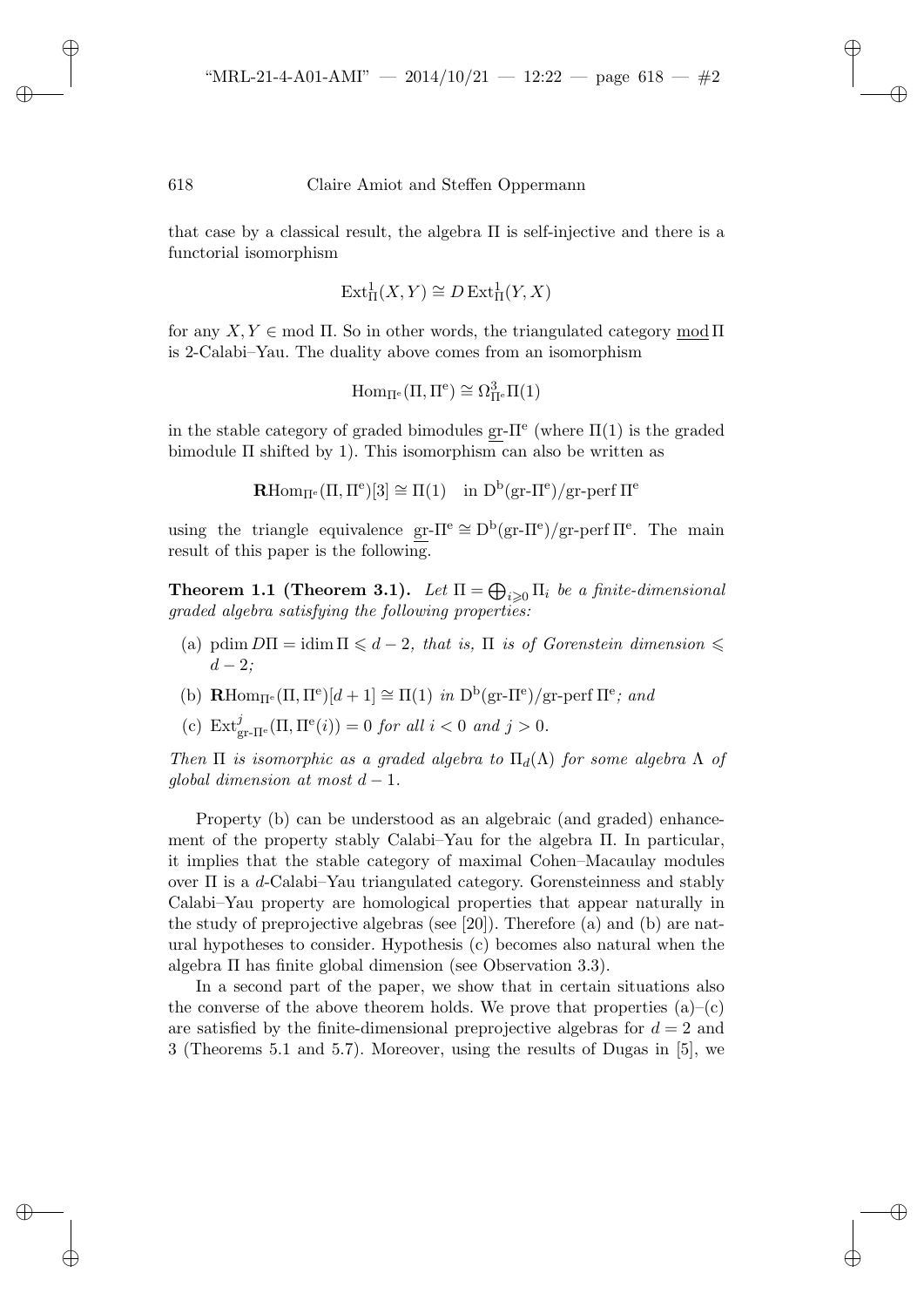that case by a classical result, the algebra $\Pi$ is self-injective and there is a functorial isomorphism

$$\operatorname{Ext}^1_\Pi(X,Y) \cong D\operatorname{Ext}^1_\Pi(Y,X)$$

for any $X, Y \in \operatorname{mod}\Pi$. So in other words, the triangulated category $\underline{\operatorname{mod}}\,\Pi$ is 2-Calabi–Yau. The duality above comes from an isomorphism

$$\operatorname{Hom}_{\Pi^e}(\Pi, \Pi^e) \cong \Omega^3_{\Pi^e}\Pi(1)$$

in the stable category of graded bimodules $\underline{\operatorname{gr}}\text{-}\Pi^e$ (where $\Pi(1)$ is the graded bimodule $\Pi$ shifted by 1). This isomorphism can also be written as

$$\mathbf{R}\operatorname{Hom}_{\Pi^e}(\Pi, \Pi^e)[3] \cong \Pi(1) \quad \text{in } \mathrm{D^b}(\operatorname{gr}\text{-}\Pi^e)/\operatorname{gr-perf}\Pi^e$$

using the triangle equivalence $\underline{\operatorname{gr}}\text{-}\Pi^e \cong \mathrm{D^b}(\operatorname{gr}\text{-}\Pi^e)/\operatorname{gr-perf}\Pi^e$. The main result of this paper is the following.

**Theorem 1.1 (Theorem 3.1).** *Let $\Pi = \bigoplus_{i \geqslant 0} \Pi_i$ be a finite-dimensional graded algebra satisfying the following properties:*

- (a) $\operatorname{pdim} D\Pi = \operatorname{idim}\Pi \leqslant d-2$*, that is, $\Pi$ is of Gorenstein dimension $\leqslant d-2$;*
- (b) $\mathbf{R}\operatorname{Hom}_{\Pi^e}(\Pi, \Pi^e)[d+1] \cong \Pi(1)$ *in $\mathrm{D^b}(\operatorname{gr}\text{-}\Pi^e)/\operatorname{gr-perf}\Pi^e$; and*
- (c) $\operatorname{Ext}^j_{\operatorname{gr}\text{-}\Pi^e}(\Pi, \Pi^e(i)) = 0$ *for all $i < 0$ and $j > 0$.*

*Then $\Pi$ is isomorphic as a graded algebra to $\Pi_d(\Lambda)$ for some algebra $\Lambda$ of global dimension at most $d-1$.*

Property (b) can be understood as an algebraic (and graded) enhancement of the property stably Calabi–Yau for the algebra $\Pi$. In particular, it implies that the stable category of maximal Cohen–Macaulay modules over $\Pi$ is a $d$-Calabi–Yau triangulated category. Gorensteinness and stably Calabi–Yau property are homological properties that appear naturally in the study of preprojective algebras (see [20]). Therefore (a) and (b) are natural hypotheses to consider. Hypothesis (c) becomes also natural when the algebra $\Pi$ has finite global dimension (see Observation 3.3).

In a second part of the paper, we show that in certain situations also the converse of the above theorem holds. We prove that properties (a)–(c) are satisfied by the finite-dimensional preprojective algebras for $d = 2$ and 3 (Theorems 5.1 and 5.7). Moreover, using the results of Dugas in [5], we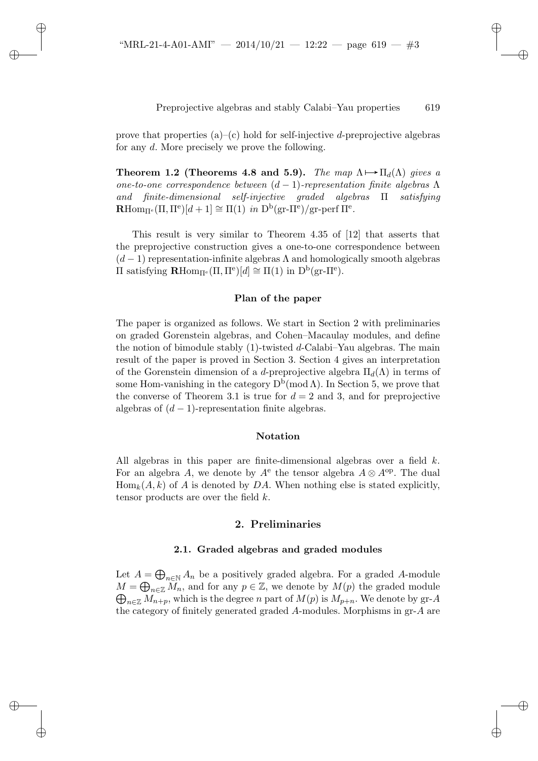prove that properties (a)–(c) hold for self-injective $d$-preprojective algebras for any $d$. More precisely we prove the following.

**Theorem 1.2 (Theorems 4.8 and 5.9).** *The map $\Lambda \mapsto \Pi_d(\Lambda)$ gives a one-to-one correspondence between $(d-1)$-representation finite algebras $\Lambda$ and finite-dimensional self-injective graded algebras $\Pi$ satisfying $\mathbf{R}\mathrm{Hom}_{\Pi^{\mathrm{e}}}(\Pi, \Pi^{\mathrm{e}})[d+1] \cong \Pi(1)$ in $\mathrm{D}^{\mathrm{b}}(\text{gr-}\Pi^{\mathrm{e}})/\text{gr-perf}\,\Pi^{\mathrm{e}}$.*

This result is very similar to Theorem 4.35 of [12] that asserts that the preprojective construction gives a one-to-one correspondence between $(d-1)$ representation-infinite algebras $\Lambda$ and homologically smooth algebras $\Pi$ satisfying $\mathbf{R}\mathrm{Hom}_{\Pi^{\mathrm{e}}}(\Pi, \Pi^{\mathrm{e}})[d] \cong \Pi(1)$ in $\mathrm{D}^{\mathrm{b}}(\text{gr-}\Pi^{\mathrm{e}})$.

### Plan of the paper

The paper is organized as follows. We start in Section 2 with preliminaries on graded Gorenstein algebras, and Cohen–Macaulay modules, and define the notion of bimodule stably (1)-twisted $d$-Calabi–Yau algebras. The main result of the paper is proved in Section 3. Section 4 gives an interpretation of the Gorenstein dimension of a $d$-preprojective algebra $\Pi_d(\Lambda)$ in terms of some Hom-vanishing in the category $\mathrm{D}^{\mathrm{b}}(\mathrm{mod}\,\Lambda)$. In Section 5, we prove that the converse of Theorem 3.1 is true for $d = 2$ and 3, and for preprojective algebras of $(d-1)$-representation finite algebras.

### Notation

All algebras in this paper are finite-dimensional algebras over a field $k$. For an algebra $A$, we denote by $A^{\mathrm{e}}$ the tensor algebra $A \otimes A^{\mathrm{op}}$. The dual $\mathrm{Hom}_k(A, k)$ of $A$ is denoted by $DA$. When nothing else is stated explicitly, tensor products are over the field $k$.

## 2. Preliminaries

### 2.1. Graded algebras and graded modules

Let $A = \bigoplus_{n \in \mathbb{N}} A_n$ be a positively graded algebra. For a graded $A$-module $M = \bigoplus_{n \in \mathbb{Z}} M_n$, and for any $p \in \mathbb{Z}$, we denote by $M(p)$ the graded module $\bigoplus_{n \in \mathbb{Z}} M_{n+p}$, which is the degree $n$ part of $M(p)$ is $M_{p+n}$. We denote by gr-$A$ the category of finitely generated graded $A$-modules. Morphisms in gr-$A$ are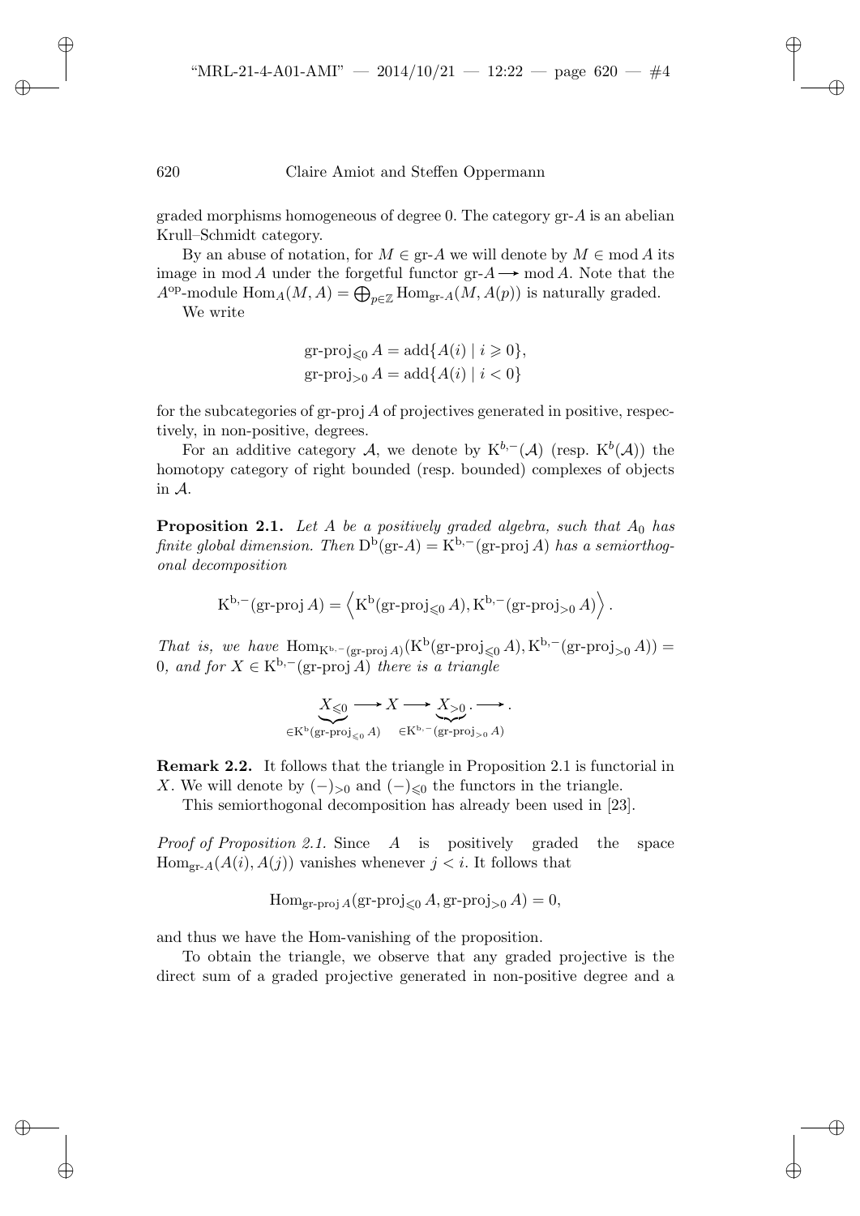graded morphisms homogeneous of degree 0. The category gr-$A$ is an abelian Krull–Schmidt category.

By an abuse of notation, for $M \in \text{gr-}A$ we will denote by $M \in \text{mod}\, A$ its image in $\text{mod}\, A$ under the forgetful functor $\text{gr-}A \longrightarrow \text{mod}\, A$. Note that the $A^{\text{op}}$-module $\text{Hom}_A(M, A) = \bigoplus_{p\in\mathbb{Z}} \text{Hom}_{\text{gr-}A}(M, A(p))$ is naturally graded.

We write

$$\text{gr-proj}_{\leqslant 0} A = \text{add}\{A(i) \mid i \geqslant 0\},$$
$$\text{gr-proj}_{>0} A = \text{add}\{A(i) \mid i < 0\}$$

for the subcategories of gr-proj $A$ of projectives generated in positive, respectively, in non-positive, degrees.

For an additive category $\mathcal{A}$, we denote by $\text{K}^{b,-}(\mathcal{A})$ (resp. $\text{K}^{b}(\mathcal{A})$) the homotopy category of right bounded (resp. bounded) complexes of objects in $\mathcal{A}$.

**Proposition 2.1.** *Let $A$ be a positively graded algebra, such that $A_0$ has finite global dimension. Then $\text{D}^{\text{b}}(\text{gr-}A) = \text{K}^{\text{b},-}(\text{gr-proj}\, A)$ has a semiorthogonal decomposition*

$$\text{K}^{\text{b},-}(\text{gr-proj}\, A) = \left\langle \text{K}^{\text{b}}(\text{gr-proj}_{\leqslant 0} A), \text{K}^{\text{b},-}(\text{gr-proj}_{>0} A) \right\rangle.$$

*That is, we have $\text{Hom}_{\text{K}^{\text{b},-}(\text{gr-proj}\, A)}(\text{K}^{\text{b}}(\text{gr-proj}_{\leqslant 0} A), \text{K}^{\text{b},-}(\text{gr-proj}_{>0} A)) = 0$, and for $X \in \text{K}^{\text{b},-}(\text{gr-proj}\, A)$ there is a triangle*

$$\underbrace{X_{\leqslant 0}}_{\in \text{K}^{\text{b}}(\text{gr-proj}_{\leqslant 0} A)} \longrightarrow X \longrightarrow \underbrace{X_{>0}}_{\in \text{K}^{\text{b},-}(\text{gr-proj}_{>0} A)} . \longrightarrow .$$

**Remark 2.2.** It follows that the triangle in Proposition 2.1 is functorial in $X$. We will denote by $(-)_{>0}$ and $(-)_{\leqslant 0}$ the functors in the triangle.

This semiorthogonal decomposition has already been used in [23].

*Proof of Proposition 2.1.* Since $A$ is positively graded the space $\text{Hom}_{\text{gr-}A}(A(i), A(j))$ vanishes whenever $j < i$. It follows that

$$\text{Hom}_{\text{gr-proj}\, A}(\text{gr-proj}_{\leqslant 0} A, \text{gr-proj}_{>0} A) = 0,$$

and thus we have the Hom-vanishing of the proposition.

To obtain the triangle, we observe that any graded projective is the direct sum of a graded projective generated in non-positive degree and a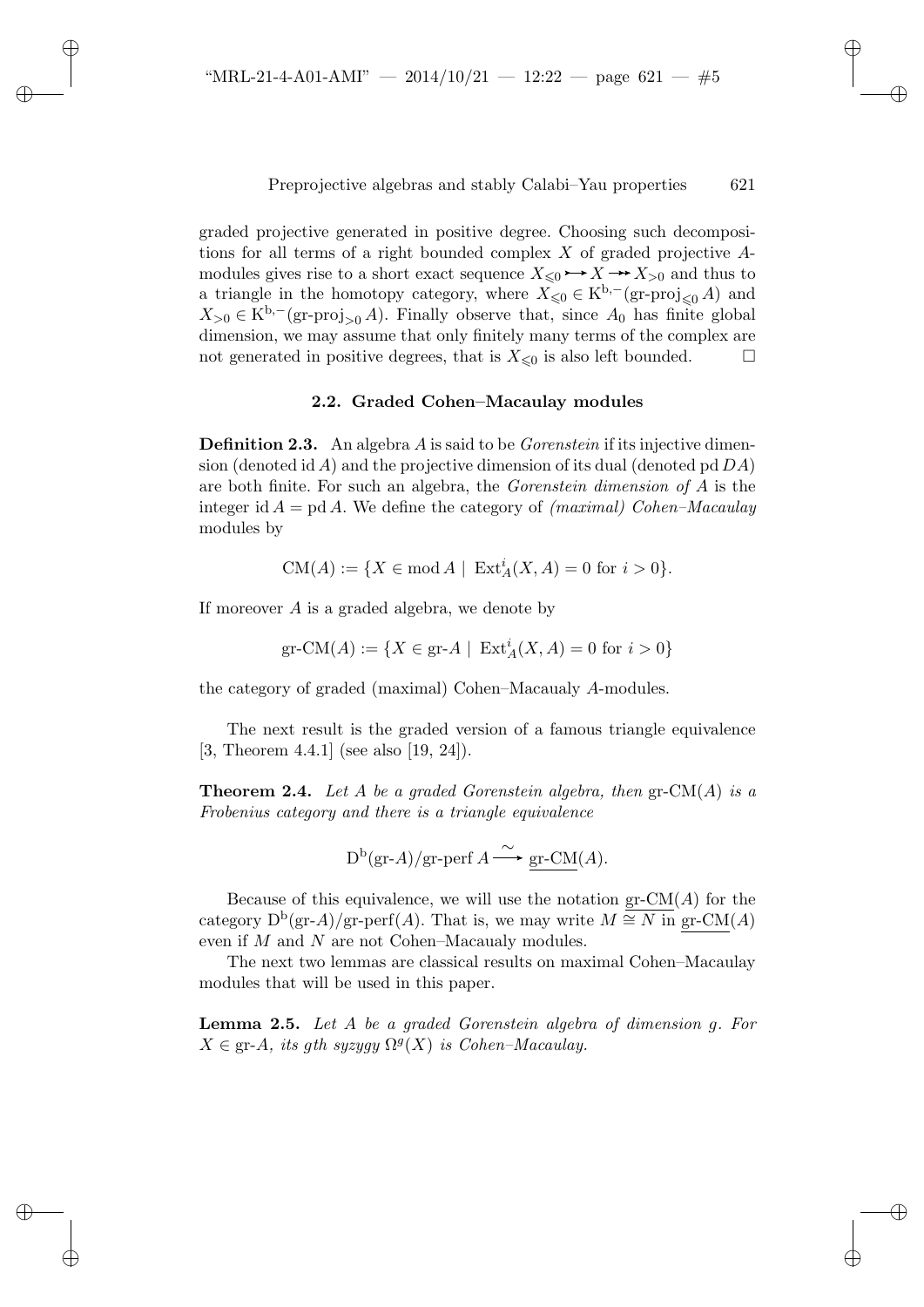graded projective generated in positive degree. Choosing such decompositions for all terms of a right bounded complex $X$ of graded projective $A$-modules gives rise to a short exact sequence $X_{\leqslant 0} \rightarrowtail X \twoheadrightarrow X_{>0}$ and thus to a triangle in the homotopy category, where $X_{\leqslant 0} \in \mathrm{K}^{\mathrm{b},-}(\text{gr-proj}_{\leqslant 0} A)$ and $X_{>0} \in \mathrm{K}^{\mathrm{b},-}(\text{gr-proj}_{>0} A)$. Finally observe that, since $A_0$ has finite global dimension, we may assume that only finitely many terms of the complex are not generated in positive degrees, that is $X_{\leqslant 0}$ is also left bounded. $\square$

### 2.2. Graded Cohen–Macaulay modules

**Definition 2.3.** An algebra $A$ is said to be *Gorenstein* if its injective dimension (denoted $\operatorname{id} A$) and the projective dimension of its dual (denoted $\operatorname{pd} DA$) are both finite. For such an algebra, the *Gorenstein dimension of $A$* is the integer $\operatorname{id} A = \operatorname{pd} A$. We define the category of *(maximal) Cohen–Macaulay* modules by

$$\mathrm{CM}(A) := \{X \in \operatorname{mod} A \mid \operatorname{Ext}^i_A(X, A) = 0 \text{ for } i > 0\}.$$

If moreover $A$ is a graded algebra, we denote by

$$\text{gr-CM}(A) := \{X \in \text{gr-}A \mid \operatorname{Ext}^i_A(X, A) = 0 \text{ for } i > 0\}$$

the category of graded (maximal) Cohen–Macauly $A$-modules.

The next result is the graded version of a famous triangle equivalence [3, Theorem 4.4.1] (see also [19, 24]).

**Theorem 2.4.** *Let $A$ be a graded Gorenstein algebra, then* gr-CM$(A)$ *is a Frobenius category and there is a triangle equivalence*

$$\mathrm{D}^{\mathrm{b}}(\text{gr-}A)/\text{gr-perf}\, A \xrightarrow{\sim} \underline{\text{gr-CM}}(A).$$

Because of this equivalence, we will use the notation $\underline{\text{gr-CM}}(A)$ for the category $\mathrm{D}^{\mathrm{b}}(\text{gr-}A)/\text{gr-perf}(A)$. That is, we may write $M \cong N$ in $\underline{\text{gr-CM}}(A)$ even if $M$ and $N$ are not Cohen–Macauly modules.

The next two lemmas are classical results on maximal Cohen–Macaulay modules that will be used in this paper.

**Lemma 2.5.** *Let $A$ be a graded Gorenstein algebra of dimension $g$. For $X \in \text{gr-}A$, its $g$th syzygy $\Omega^g(X)$ is Cohen–Macaulay.*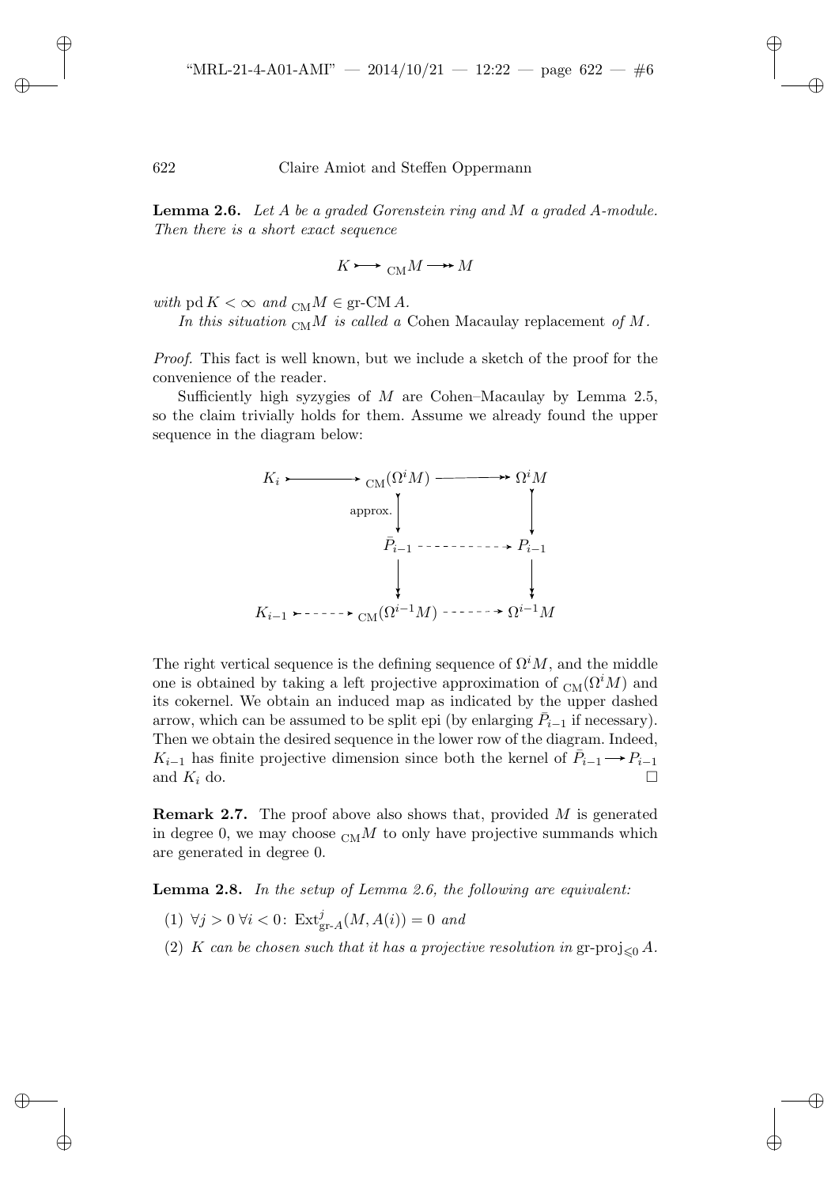**Lemma 2.6.** *Let $A$ be a graded Gorenstein ring and $M$ a graded $A$-module. Then there is a short exact sequence*

$$K \rightarrowtail {}_{\mathrm{CM}}M \twoheadrightarrow M$$

*with* $\operatorname{pd} K < \infty$ *and* ${}_{\mathrm{CM}}M \in \text{gr-CM}\, A$.

*In this situation* ${}_{\mathrm{CM}}M$ *is called a* Cohen Macaulay replacement *of* $M$.

*Proof.* This fact is well known, but we include a sketch of the proof for the convenience of the reader.

Sufficiently high syzygies of $M$ are Cohen–Macaulay by Lemma 2.5, so the claim trivially holds for them. Assume we already found the upper sequence in the diagram below:

$$\begin{array}{ccccc}
K_i & \rightarrowtail & {}_{\mathrm{CM}}(\Omega^i M) & \twoheadrightarrow & \Omega^i M \\
 & & \downarrow \text{approx.} & & \downarrow \\
 & & \bar{P}_{i-1} & \dashrightarrow & P_{i-1} \\
 & & \downarrow & & \downarrow \\
K_{i-1} & \dashrightarrow & {}_{\mathrm{CM}}(\Omega^{i-1} M) & \dashrightarrow & \Omega^{i-1} M
\end{array}$$

The right vertical sequence is the defining sequence of $\Omega^i M$, and the middle one is obtained by taking a left projective approximation of ${}_{\mathrm{CM}}(\Omega^i M)$ and its cokernel. We obtain an induced map as indicated by the upper dashed arrow, which can be assumed to be split epi (by enlarging $\bar{P}_{i-1}$ if necessary). Then we obtain the desired sequence in the lower row of the diagram. Indeed, $K_{i-1}$ has finite projective dimension since both the kernel of $\bar{P}_{i-1} \longrightarrow P_{i-1}$ and $K_i$ do. $\square$

**Remark 2.7.** The proof above also shows that, provided $M$ is generated in degree 0, we may choose ${}_{\mathrm{CM}}M$ to only have projective summands which are generated in degree 0.

**Lemma 2.8.** *In the setup of Lemma 2.6, the following are equivalent:*

1. $\forall j > 0\ \forall i < 0\colon \operatorname{Ext}^j_{\text{gr-}A}(M, A(i)) = 0$ *and*
2. $K$ *can be chosen such that it has a projective resolution in* $\text{gr-proj}_{\leqslant 0} A$.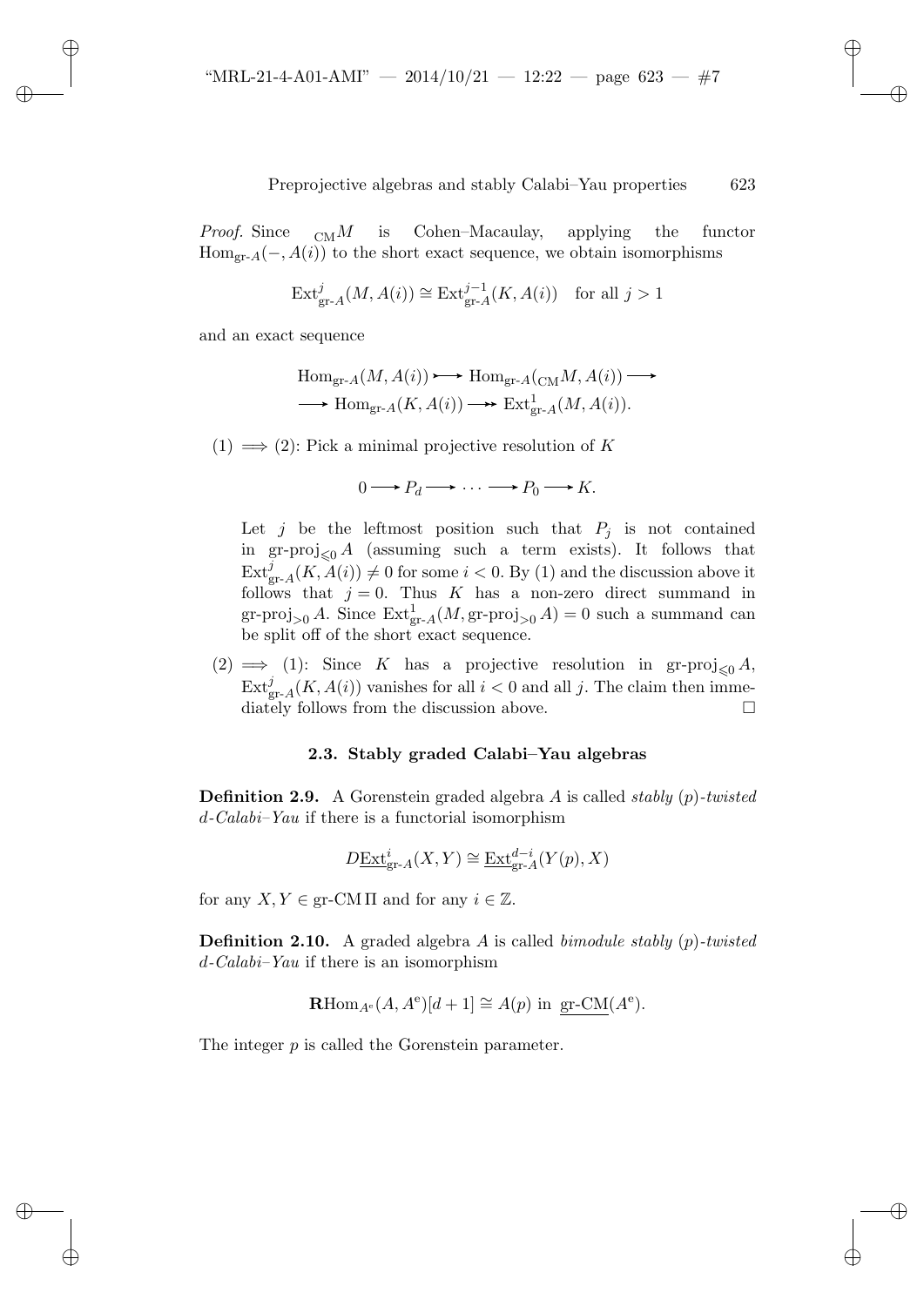*Proof.* Since ${}_{\mathrm{CM}}M$ is Cohen–Macaulay, applying the functor $\mathrm{Hom}_{\text{gr-}A}(-, A(i))$ to the short exact sequence, we obtain isomorphisms

$$\mathrm{Ext}^j_{\text{gr-}A}(M, A(i)) \cong \mathrm{Ext}^{j-1}_{\text{gr-}A}(K, A(i)) \quad \text{for all } j > 1$$

and an exact sequence

$$\mathrm{Hom}_{\text{gr-}A}(M, A(i)) \rightarrowtail \mathrm{Hom}_{\text{gr-}A}({}_{\mathrm{CM}}M, A(i)) \longrightarrow$$
$$\longrightarrow \mathrm{Hom}_{\text{gr-}A}(K, A(i)) \twoheadrightarrow \mathrm{Ext}^1_{\text{gr-}A}(M, A(i)).$$

(1) $\Longrightarrow$ (2): Pick a minimal projective resolution of $K$

$$0 \longrightarrow P_d \longrightarrow \cdots \longrightarrow P_0 \longrightarrow K.$$

Let $j$ be the leftmost position such that $P_j$ is not contained in $\text{gr-proj}_{\leqslant 0} A$ (assuming such a term exists). It follows that $\mathrm{Ext}^j_{\text{gr-}A}(K, A(i)) \neq 0$ for some $i < 0$. By (1) and the discussion above it follows that $j = 0$. Thus $K$ has a non-zero direct summand in $\text{gr-proj}_{>0} A$. Since $\mathrm{Ext}^1_{\text{gr-}A}(M, \text{gr-proj}_{>0} A) = 0$ such a summand can be split off of the short exact sequence.

(2) $\Longrightarrow$ (1): Since $K$ has a projective resolution in $\text{gr-proj}_{\leqslant 0} A$, $\mathrm{Ext}^j_{\text{gr-}A}(K, A(i))$ vanishes for all $i < 0$ and all $j$. The claim then immediately follows from the discussion above. $\square$

### 2.3. Stably graded Calabi–Yau algebras

**Definition 2.9.** A Gorenstein graded algebra $A$ is called *stably* $(p)$*-twisted* $d$*-Calabi–Yau* if there is a functorial isomorphism

$$D\underline{\mathrm{Ext}}^i_{\text{gr-}A}(X, Y) \cong \underline{\mathrm{Ext}}^{d-i}_{\text{gr-}A}(Y(p), X)$$

for any $X, Y \in \text{gr-CM}\,\Pi$ and for any $i \in \mathbb{Z}$.

**Definition 2.10.** A graded algebra $A$ is called *bimodule stably* $(p)$*-twisted* $d$*-Calabi–Yau* if there is an isomorphism

$$\mathbf{R}\mathrm{Hom}_{A^e}(A, A^e)[d+1] \cong A(p) \text{ in } \underline{\text{gr-CM}}(A^e).$$

The integer $p$ is called the Gorenstein parameter.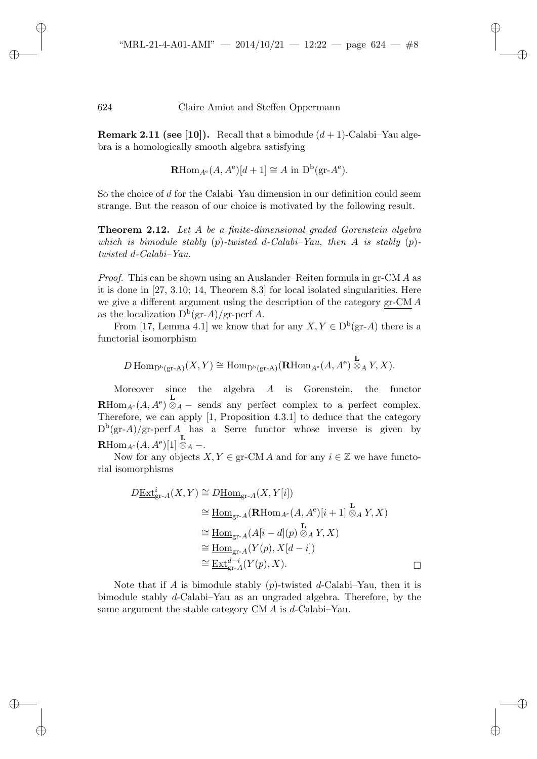**Remark 2.11 (see [10]).** Recall that a bimodule $(d+1)$-Calabi–Yau algebra is a homologically smooth algebra satisfying

$$\mathbf{R}\mathrm{Hom}_{A^{\mathrm{e}}}(A, A^{\mathrm{e}})[d+1] \cong A \text{ in } \mathrm{D}^{\mathrm{b}}(\mathrm{gr}\text{-}A^{\mathrm{e}}).$$

So the choice of $d$ for the Calabi–Yau dimension in our definition could seem strange. But the reason of our choice is motivated by the following result.

**Theorem 2.12.** *Let $A$ be a finite-dimensional graded Gorenstein algebra which is bimodule stably $(p)$-twisted $d$-Calabi–Yau, then $A$ is stably $(p)$-twisted $d$-Calabi–Yau.*

*Proof.* This can be shown using an Auslander–Reiten formula in $\mathrm{gr}\text{-}\mathrm{CM}\,A$ as it is done in [27, 3.10; 14, Theorem 8.3] for local isolated singularities. Here we give a different argument using the description of the category $\underline{\mathrm{gr}\text{-}\mathrm{CM}}\,A$ as the localization $\mathrm{D}^{\mathrm{b}}(\mathrm{gr}\text{-}A)/\mathrm{gr}\text{-}\mathrm{perf}\,A$.

From [17, Lemma 4.1] we know that for any $X, Y \in \mathrm{D}^{\mathrm{b}}(\mathrm{gr}\text{-}A)$ there is a functorial isomorphism

$$D\,\mathrm{Hom}_{\mathrm{D}^{\mathrm{b}}(\mathrm{gr}\text{-}\mathrm{A})}(X, Y) \cong \mathrm{Hom}_{\mathrm{D}^{\mathrm{b}}(\mathrm{gr}\text{-}\mathrm{A})}(\mathbf{R}\mathrm{Hom}_{A^{\mathrm{e}}}(A, A^{\mathrm{e}}) \overset{\mathbf{L}}{\otimes}_A Y, X).$$

Moreover since the algebra $A$ is Gorenstein, the functor $\mathbf{R}\mathrm{Hom}_{A^{\mathrm{e}}}(A, A^{\mathrm{e}}) \overset{\mathbf{L}}{\otimes}_A -$ sends any perfect complex to a perfect complex. Therefore, we can apply [1, Proposition 4.3.1] to deduce that the category $\mathrm{D}^{\mathrm{b}}(\mathrm{gr}\text{-}A)/\mathrm{gr}\text{-}\mathrm{perf}\,A$ has a Serre functor whose inverse is given by $\mathbf{R}\mathrm{Hom}_{A^{\mathrm{e}}}(A, A^{\mathrm{e}})[1] \overset{\mathbf{L}}{\otimes}_A -$.

Now for any objects $X, Y \in \mathrm{gr}\text{-}\mathrm{CM}\,A$ and for any $i \in \mathbb{Z}$ we have functorial isomorphisms

$$\begin{aligned}
D\underline{\mathrm{Ext}}^i_{\mathrm{gr}\text{-}A}(X, Y) &\cong D\underline{\mathrm{Hom}}_{\mathrm{gr}\text{-}A}(X, Y[i]) \\
&\cong \underline{\mathrm{Hom}}_{\mathrm{gr}\text{-}A}(\mathbf{R}\mathrm{Hom}_{A^{\mathrm{e}}}(A, A^{\mathrm{e}})[i+1] \overset{\mathbf{L}}{\otimes}_A Y, X) \\
&\cong \underline{\mathrm{Hom}}_{\mathrm{gr}\text{-}A}(A[i-d](p) \overset{\mathbf{L}}{\otimes}_A Y, X) \\
&\cong \underline{\mathrm{Hom}}_{\mathrm{gr}\text{-}A}(Y(p), X[d-i]) \\
&\cong \underline{\mathrm{Ext}}^{d-i}_{\mathrm{gr}\text{-}A}(Y(p), X).
\end{aligned}$$

□

Note that if $A$ is bimodule stably $(p)$-twisted $d$-Calabi–Yau, then it is bimodule stably $d$-Calabi–Yau as an ungraded algebra. Therefore, by the same argument the stable category $\underline{\mathrm{CM}}\,A$ is $d$-Calabi–Yau.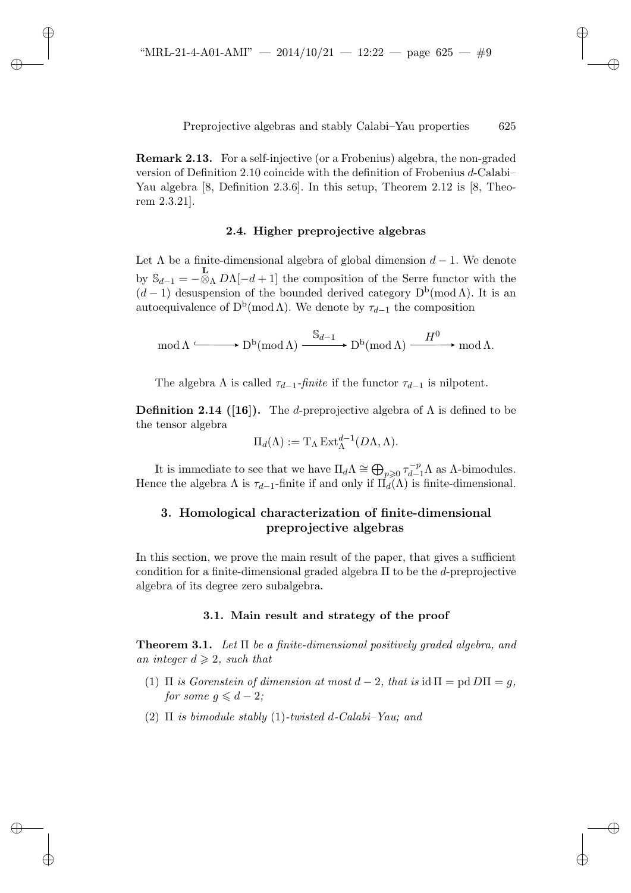**Remark 2.13.** For a self-injective (or a Frobenius) algebra, the non-graded version of Definition 2.10 coincide with the definition of Frobenius $d$-Calabi–Yau algebra [8, Definition 2.3.6]. In this setup, Theorem 2.12 is [8, Theorem 2.3.21].

### 2.4. Higher preprojective algebras

Let $\Lambda$ be a finite-dimensional algebra of global dimension $d-1$. We denote by $\mathbb{S}_{d-1} = - \overset{\mathbf{L}}{\otimes}_\Lambda D\Lambda[-d+1]$ the composition of the Serre functor with the $(d-1)$ desuspension of the bounded derived category $\mathrm{D^b}(\operatorname{mod}\Lambda)$. It is an autoequivalence of $\mathrm{D^b}(\operatorname{mod}\Lambda)$. We denote by $\tau_{d-1}$ the composition

$$\operatorname{mod}\Lambda \hookrightarrow \mathrm{D^b}(\operatorname{mod}\Lambda) \xrightarrow{\mathbb{S}_{d-1}} \mathrm{D^b}(\operatorname{mod}\Lambda) \xrightarrow{H^0} \operatorname{mod}\Lambda.$$

The algebra $\Lambda$ is called $\tau_{d-1}$-*finite* if the functor $\tau_{d-1}$ is nilpotent.

**Definition 2.14 ([16]).** The $d$-preprojective algebra of $\Lambda$ is defined to be the tensor algebra

$$\Pi_d(\Lambda) := \mathrm{T}_\Lambda \operatorname{Ext}^{d-1}_\Lambda(D\Lambda, \Lambda).$$

It is immediate to see that we have $\Pi_d\Lambda \cong \bigoplus_{p\geqslant 0} \tau_{d-1}^{-p}\Lambda$ as $\Lambda$-bimodules. Hence the algebra $\Lambda$ is $\tau_{d-1}$-finite if and only if $\Pi_d(\Lambda)$ is finite-dimensional.

## 3. Homological characterization of finite-dimensional preprojective algebras

In this section, we prove the main result of the paper, that gives a sufficient condition for a finite-dimensional graded algebra $\Pi$ to be the $d$-preprojective algebra of its degree zero subalgebra.

### 3.1. Main result and strategy of the proof

**Theorem 3.1.** *Let $\Pi$ be a finite-dimensional positively graded algebra, and an integer $d \geqslant 2$, such that*

1. *$\Pi$ is Gorenstein of dimension at most $d-2$, that is $\operatorname{id}\Pi = \operatorname{pd} D\Pi = g$, for some $g \leqslant d-2$;*
2. *$\Pi$ is bimodule stably $(1)$-twisted $d$-Calabi–Yau; and*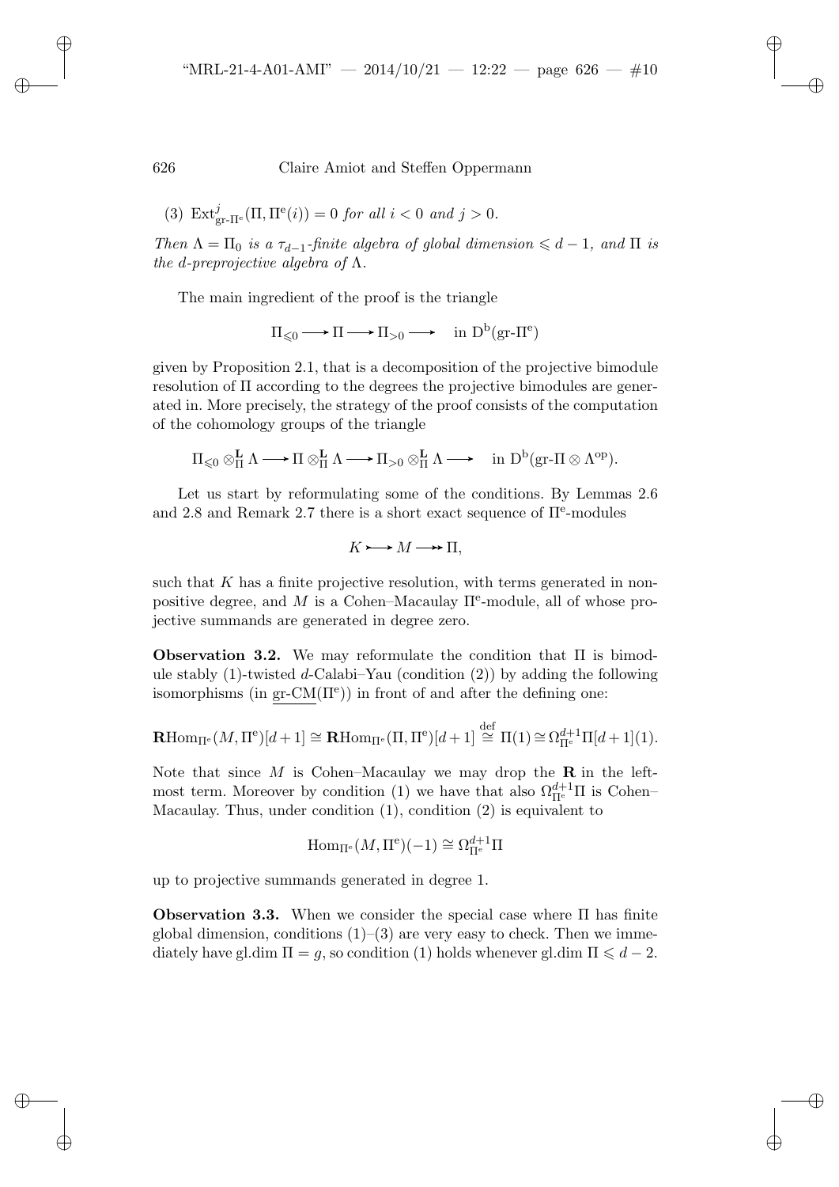(3) $\operatorname{Ext}^j_{\text{gr-}\Pi^e}(\Pi, \Pi^e(i)) = 0$ *for all* $i < 0$ *and* $j > 0$.

*Then* $\Lambda = \Pi_0$ *is a* $\tau_{d-1}$*-finite algebra of global dimension* $\leqslant d-1$*, and* $\Pi$ *is the* $d$*-preprojective algebra of* $\Lambda$.

The main ingredient of the proof is the triangle

$$\Pi_{\leqslant 0} \longrightarrow \Pi \longrightarrow \Pi_{>0} \longrightarrow \quad \text{in } \mathrm{D^b}(\text{gr-}\Pi^e)$$

given by Proposition 2.1, that is a decomposition of the projective bimodule resolution of $\Pi$ according to the degrees the projective bimodules are generated in. More precisely, the strategy of the proof consists of the computation of the cohomology groups of the triangle

$$\Pi_{\leqslant 0} \otimes^{\mathbf{L}}_{\Pi} \Lambda \longrightarrow \Pi \otimes^{\mathbf{L}}_{\Pi} \Lambda \longrightarrow \Pi_{>0} \otimes^{\mathbf{L}}_{\Pi} \Lambda \longrightarrow \quad \text{in } \mathrm{D^b}(\text{gr-}\Pi \otimes \Lambda^{\mathrm{op}}).$$

Let us start by reformulating some of the conditions. By Lemmas 2.6 and 2.8 and Remark 2.7 there is a short exact sequence of $\Pi^e$-modules

$$K \rightarrowtail M \twoheadrightarrow \Pi,$$

such that $K$ has a finite projective resolution, with terms generated in non-positive degree, and $M$ is a Cohen–Macaulay $\Pi^e$-module, all of whose projective summands are generated in degree zero.

**Observation 3.2.** We may reformulate the condition that $\Pi$ is bimodule stably (1)-twisted $d$-Calabi–Yau (condition (2)) by adding the following isomorphisms (in $\underline{\text{gr-CM}}(\Pi^e)$) in front of and after the defining one:

$$\mathbf{R}\mathrm{Hom}_{\Pi^e}(M, \Pi^e)[d+1] \cong \mathbf{R}\mathrm{Hom}_{\Pi^e}(\Pi, \Pi^e)[d+1] \overset{\text{def}}{\cong} \Pi(1) \cong \Omega^{d+1}_{\Pi^e}\Pi[d+1](1).$$

Note that since $M$ is Cohen–Macaulay we may drop the $\mathbf{R}$ in the left-most term. Moreover by condition (1) we have that also $\Omega^{d+1}_{\Pi^e}\Pi$ is Cohen–Macaulay. Thus, under condition (1), condition (2) is equivalent to

$$\mathrm{Hom}_{\Pi^e}(M, \Pi^e)(-1) \cong \Omega^{d+1}_{\Pi^e}\Pi$$

up to projective summands generated in degree 1.

**Observation 3.3.** When we consider the special case where $\Pi$ has finite global dimension, conditions (1)–(3) are very easy to check. Then we immediately have $\operatorname{gl.dim} \Pi = g$, so condition (1) holds whenever $\operatorname{gl.dim} \Pi \leqslant d-2$.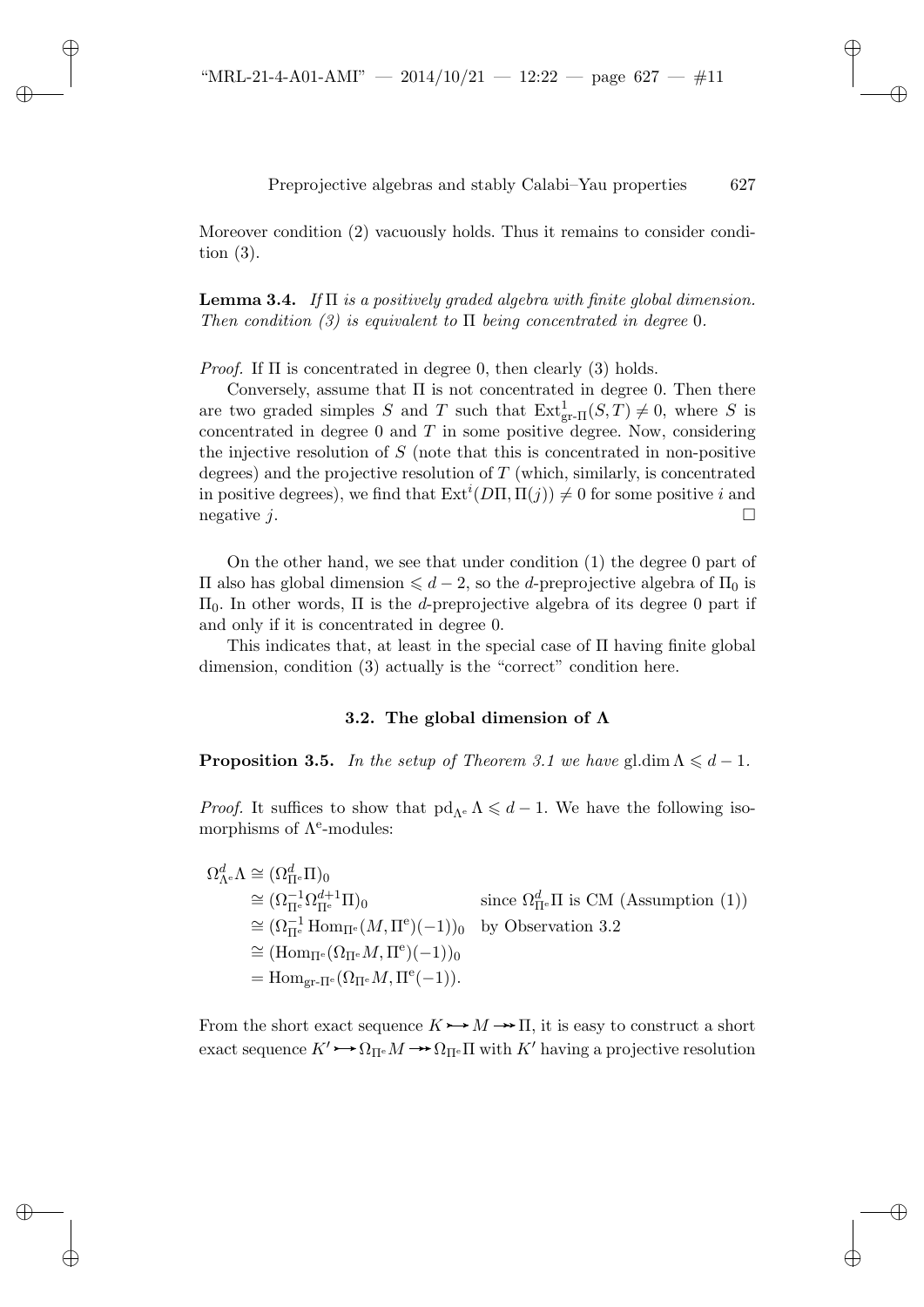Moreover condition (2) vacuously holds. Thus it remains to consider condition (3).

**Lemma 3.4.** *If* $\Pi$ *is a positively graded algebra with finite global dimension. Then condition (3) is equivalent to* $\Pi$ *being concentrated in degree* 0.

*Proof.* If $\Pi$ is concentrated in degree 0, then clearly (3) holds.

Conversely, assume that $\Pi$ is not concentrated in degree 0. Then there are two graded simples $S$ and $T$ such that $\operatorname{Ext}^1_{\text{gr-}\Pi}(S, T) \neq 0$, where $S$ is concentrated in degree 0 and $T$ in some positive degree. Now, considering the injective resolution of $S$ (note that this is concentrated in non-positive degrees) and the projective resolution of $T$ (which, similarly, is concentrated in positive degrees), we find that $\operatorname{Ext}^i(D\Pi, \Pi(j)) \neq 0$ for some positive $i$ and negative $j$. □

On the other hand, we see that under condition (1) the degree 0 part of $\Pi$ also has global dimension $\leqslant d-2$, so the $d$-preprojective algebra of $\Pi_0$ is $\Pi_0$. In other words, $\Pi$ is the $d$-preprojective algebra of its degree 0 part if and only if it is concentrated in degree 0.

This indicates that, at least in the special case of $\Pi$ having finite global dimension, condition (3) actually is the "correct" condition here.

### 3.2. The global dimension of $\Lambda$

**Proposition 3.5.** *In the setup of Theorem 3.1 we have* $\operatorname{gl.dim} \Lambda \leqslant d-1$.

*Proof.* It suffices to show that $\operatorname{pd}_{\Lambda^{\mathrm{e}}} \Lambda \leqslant d-1$. We have the following isomorphisms of $\Lambda^{\mathrm{e}}$-modules:

$$
\begin{aligned}
\Omega^d_{\Lambda^{\mathrm{e}}} \Lambda &\cong (\Omega^d_{\Pi^{\mathrm{e}}} \Pi)_0 \\
&\cong (\Omega^{-1}_{\Pi^{\mathrm{e}}} \Omega^{d+1}_{\Pi^{\mathrm{e}}} \Pi)_0 && \text{since } \Omega^d_{\Pi^{\mathrm{e}}} \Pi \text{ is CM (Assumption (1))} \\
&\cong (\Omega^{-1}_{\Pi^{\mathrm{e}}} \operatorname{Hom}_{\Pi^{\mathrm{e}}}(M, \Pi^{\mathrm{e}})(-1))_0 && \text{by Observation 3.2} \\
&\cong (\operatorname{Hom}_{\Pi^{\mathrm{e}}}(\Omega_{\Pi^{\mathrm{e}}} M, \Pi^{\mathrm{e}})(-1))_0 \\
&= \operatorname{Hom}_{\text{gr-}\Pi^{\mathrm{e}}}(\Omega_{\Pi^{\mathrm{e}}} M, \Pi^{\mathrm{e}}(-1)).
\end{aligned}
$$

From the short exact sequence $K \rightarrowtail M \twoheadrightarrow \Pi$, it is easy to construct a short exact sequence $K' \rightarrowtail \Omega_{\Pi^{\mathrm{e}}} M \twoheadrightarrow \Omega_{\Pi^{\mathrm{e}}} \Pi$ with $K'$ having a projective resolution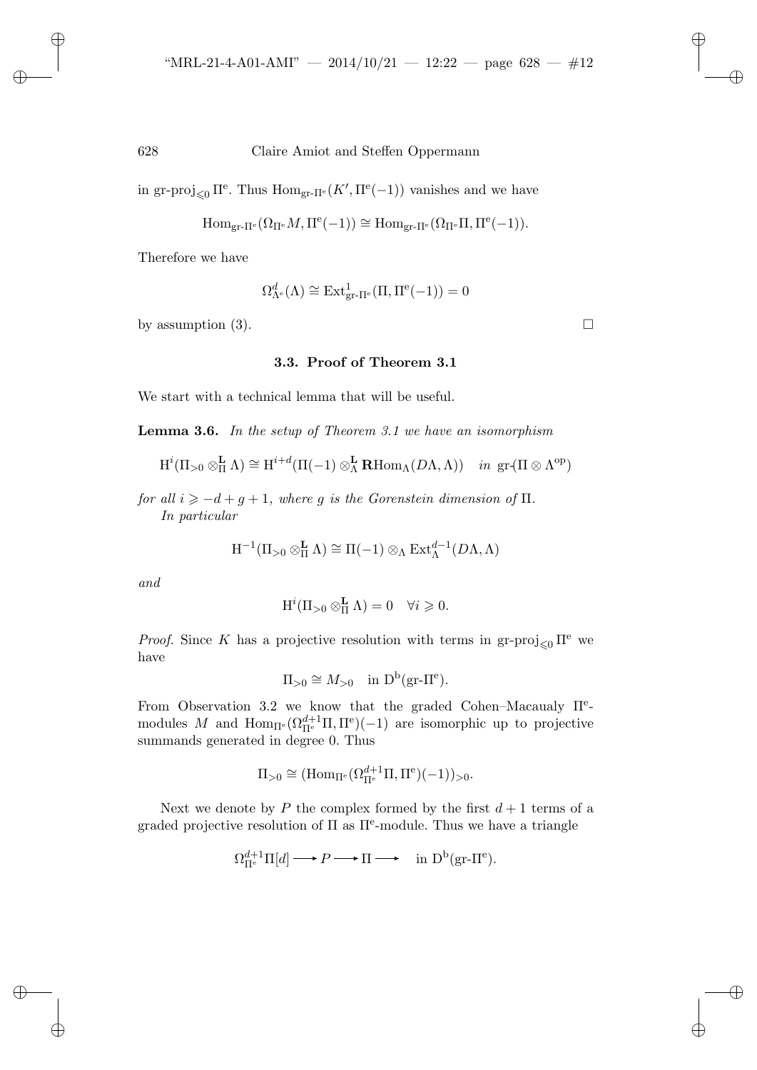in $\text{gr-proj}_{\leqslant 0} \Pi^{\mathrm{e}}$. Thus $\operatorname{Hom}_{\text{gr-}\Pi^{\mathrm{e}}}(K', \Pi^{\mathrm{e}}(-1))$ vanishes and we have

$$\operatorname{Hom}_{\text{gr-}\Pi^{\mathrm{e}}}(\Omega_{\Pi^{\mathrm{e}}} M, \Pi^{\mathrm{e}}(-1)) \cong \operatorname{Hom}_{\text{gr-}\Pi^{\mathrm{e}}}(\Omega_{\Pi^{\mathrm{e}}} \Pi, \Pi^{\mathrm{e}}(-1)).$$

Therefore we have

$$\Omega^d_{\Lambda^{\mathrm{e}}}(\Lambda) \cong \operatorname{Ext}^1_{\text{gr-}\Pi^{\mathrm{e}}}(\Pi, \Pi^{\mathrm{e}}(-1)) = 0$$

by assumption (3). □

### 3.3. Proof of Theorem 3.1

We start with a technical lemma that will be useful.

**Lemma 3.6.** *In the setup of Theorem 3.1 we have an isomorphism*

$$\mathrm{H}^i(\Pi_{>0} \otimes^{\mathbf{L}}_{\Pi} \Lambda) \cong \mathrm{H}^{i+d}(\Pi(-1) \otimes^{\mathbf{L}}_{\Lambda} \mathbf{R}\mathrm{Hom}_{\Lambda}(D\Lambda, \Lambda)) \quad \text{in } \text{gr-}(\Pi \otimes \Lambda^{\mathrm{op}})$$

*for all $i \geqslant -d + g + 1$, where $g$ is the Gorenstein dimension of $\Pi$.*

*In particular*

$$\mathrm{H}^{-1}(\Pi_{>0} \otimes^{\mathbf{L}}_{\Pi} \Lambda) \cong \Pi(-1) \otimes_{\Lambda} \operatorname{Ext}^{d-1}_{\Lambda}(D\Lambda, \Lambda)$$

*and*

$$\mathrm{H}^i(\Pi_{>0} \otimes^{\mathbf{L}}_{\Pi} \Lambda) = 0 \quad \forall i \geqslant 0.$$

*Proof.* Since $K$ has a projective resolution with terms in $\text{gr-proj}_{\leqslant 0} \Pi^{\mathrm{e}}$ we have

$$\Pi_{>0} \cong M_{>0} \quad \text{in } \mathrm{D}^{\mathrm{b}}(\text{gr-}\Pi^{\mathrm{e}}).$$

From Observation 3.2 we know that the graded Cohen–Macaualy $\Pi^{\mathrm{e}}$-modules $M$ and $\operatorname{Hom}_{\Pi^{\mathrm{e}}}(\Omega^{d+1}_{\Pi^{\mathrm{e}}} \Pi, \Pi^{\mathrm{e}})(-1)$ are isomorphic up to projective summands generated in degree 0. Thus

$$\Pi_{>0} \cong (\operatorname{Hom}_{\Pi^{\mathrm{e}}}(\Omega^{d+1}_{\Pi^{\mathrm{e}}} \Pi, \Pi^{\mathrm{e}})(-1))_{>0}.$$

Next we denote by $P$ the complex formed by the first $d+1$ terms of a graded projective resolution of $\Pi$ as $\Pi^{\mathrm{e}}$-module. Thus we have a triangle

$$\Omega^{d+1}_{\Pi^{\mathrm{e}}} \Pi[d] \longrightarrow P \longrightarrow \Pi \longrightarrow \quad \text{in } \mathrm{D}^{\mathrm{b}}(\text{gr-}\Pi^{\mathrm{e}}).$$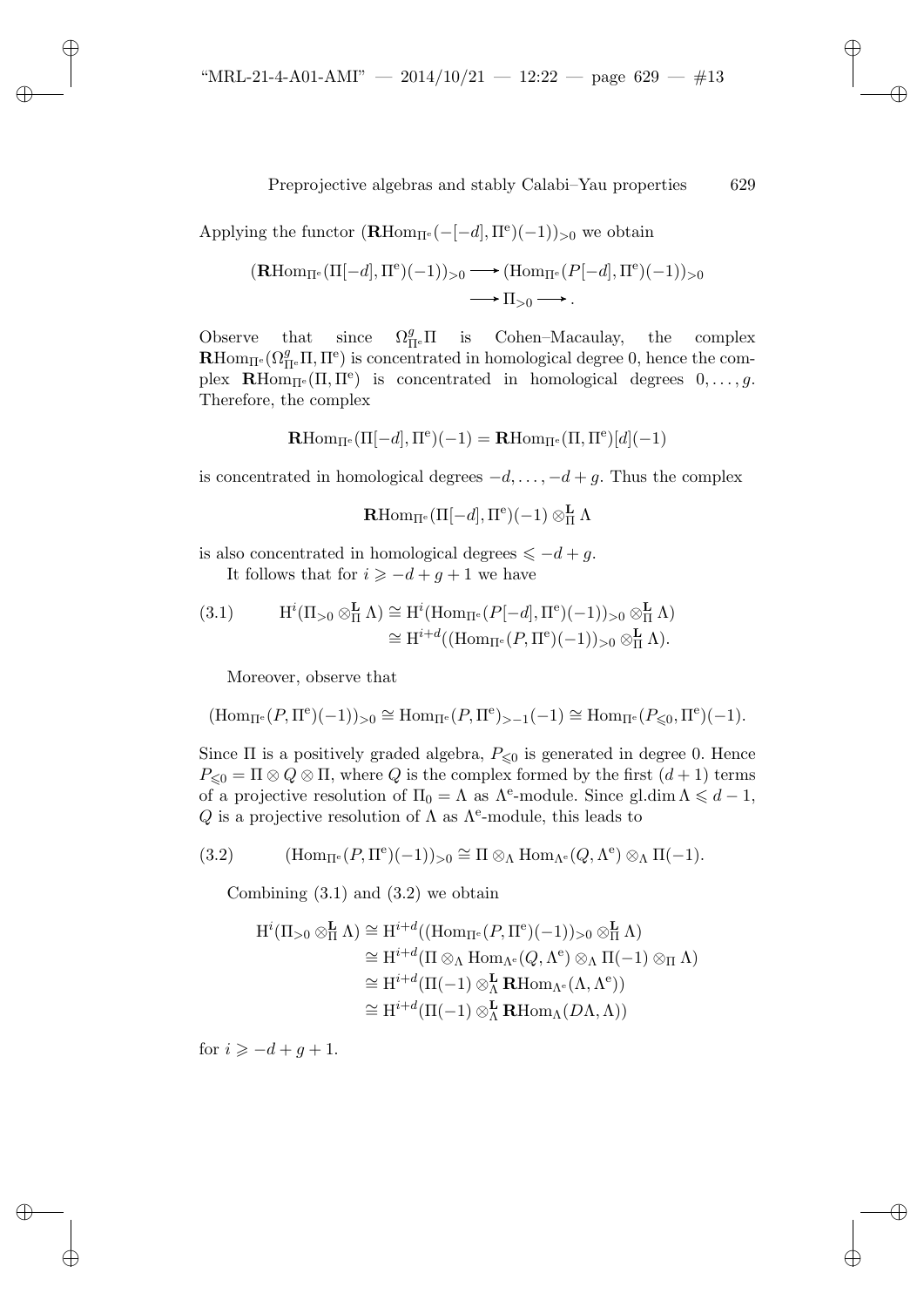Applying the functor $(\mathbf{R}\mathrm{Hom}_{\Pi^{\mathrm{e}}}(-[-d],\Pi^{\mathrm{e}})(-1))_{>0}$ we obtain

$$
\begin{aligned}
(\mathbf{R}\mathrm{Hom}_{\Pi^{\mathrm{e}}}(\Pi[-d],\Pi^{\mathrm{e}})(-1))_{>0} &\longrightarrow (\mathrm{Hom}_{\Pi^{\mathrm{e}}}(P[-d],\Pi^{\mathrm{e}})(-1))_{>0} \\
&\longrightarrow \Pi_{>0} \longrightarrow .
\end{aligned}
$$

Observe that since $\Omega^{g}_{\Pi^{\mathrm{e}}}\Pi$ is Cohen–Macaulay, the complex $\mathbf{R}\mathrm{Hom}_{\Pi^{\mathrm{e}}}(\Omega^{g}_{\Pi^{\mathrm{e}}}\Pi,\Pi^{\mathrm{e}})$ is concentrated in homological degree 0, hence the complex $\mathbf{R}\mathrm{Hom}_{\Pi^{\mathrm{e}}}(\Pi,\Pi^{\mathrm{e}})$ is concentrated in homological degrees $0,\dots,g$. Therefore, the complex

$$
\mathbf{R}\mathrm{Hom}_{\Pi^{\mathrm{e}}}(\Pi[-d],\Pi^{\mathrm{e}})(-1) = \mathbf{R}\mathrm{Hom}_{\Pi^{\mathrm{e}}}(\Pi,\Pi^{\mathrm{e}})[d](-1)
$$

is concentrated in homological degrees $-d,\dots,-d+g$. Thus the complex

$$
\mathbf{R}\mathrm{Hom}_{\Pi^{\mathrm{e}}}(\Pi[-d],\Pi^{\mathrm{e}})(-1)\otimes^{\mathbf{L}}_{\Pi}\Lambda
$$

is also concentrated in homological degrees $\leqslant -d+g$.

It follows that for $i \geqslant -d+g+1$ we have

$$
\begin{aligned}
\text{(3.1)} \qquad \mathrm{H}^{i}(\Pi_{>0}\otimes^{\mathbf{L}}_{\Pi}\Lambda) &\cong \mathrm{H}^{i}(\mathrm{Hom}_{\Pi^{\mathrm{e}}}(P[-d],\Pi^{\mathrm{e}})(-1))_{>0}\otimes^{\mathbf{L}}_{\Pi}\Lambda) \\
&\cong \mathrm{H}^{i+d}((\mathrm{Hom}_{\Pi^{\mathrm{e}}}(P,\Pi^{\mathrm{e}})(-1))_{>0}\otimes^{\mathbf{L}}_{\Pi}\Lambda).
\end{aligned}
$$

Moreover, observe that

$$
(\mathrm{Hom}_{\Pi^{\mathrm{e}}}(P,\Pi^{\mathrm{e}})(-1))_{>0} \cong \mathrm{Hom}_{\Pi^{\mathrm{e}}}(P,\Pi^{\mathrm{e}})_{>-1}(-1) \cong \mathrm{Hom}_{\Pi^{\mathrm{e}}}(P_{\leqslant 0},\Pi^{\mathrm{e}})(-1).
$$

Since $\Pi$ is a positively graded algebra, $P_{\leqslant 0}$ is generated in degree 0. Hence $P_{\leqslant 0} = \Pi\otimes Q\otimes\Pi$, where $Q$ is the complex formed by the first $(d+1)$ terms of a projective resolution of $\Pi_0 = \Lambda$ as $\Lambda^{\mathrm{e}}$-module. Since $\mathrm{gl.dim}\,\Lambda \leqslant d-1$, $Q$ is a projective resolution of $\Lambda$ as $\Lambda^{\mathrm{e}}$-module, this leads to

$$
\text{(3.2)} \qquad (\mathrm{Hom}_{\Pi^{\mathrm{e}}}(P,\Pi^{\mathrm{e}})(-1))_{>0} \cong \Pi\otimes_{\Lambda}\mathrm{Hom}_{\Lambda^{\mathrm{e}}}(Q,\Lambda^{\mathrm{e}})\otimes_{\Lambda}\Pi(-1).
$$

Combining (3.1) and (3.2) we obtain

$$
\begin{aligned}
\mathrm{H}^{i}(\Pi_{>0}\otimes^{\mathbf{L}}_{\Pi}\Lambda) &\cong \mathrm{H}^{i+d}((\mathrm{Hom}_{\Pi^{\mathrm{e}}}(P,\Pi^{\mathrm{e}})(-1))_{>0}\otimes^{\mathbf{L}}_{\Pi}\Lambda) \\
&\cong \mathrm{H}^{i+d}(\Pi\otimes_{\Lambda}\mathrm{Hom}_{\Lambda^{\mathrm{e}}}(Q,\Lambda^{\mathrm{e}})\otimes_{\Lambda}\Pi(-1)\otimes_{\Pi}\Lambda) \\
&\cong \mathrm{H}^{i+d}(\Pi(-1)\otimes^{\mathbf{L}}_{\Lambda}\mathbf{R}\mathrm{Hom}_{\Lambda^{\mathrm{e}}}(\Lambda,\Lambda^{\mathrm{e}})) \\
&\cong \mathrm{H}^{i+d}(\Pi(-1)\otimes^{\mathbf{L}}_{\Lambda}\mathbf{R}\mathrm{Hom}_{\Lambda}(D\Lambda,\Lambda))
\end{aligned}
$$

for $i \geqslant -d+g+1$.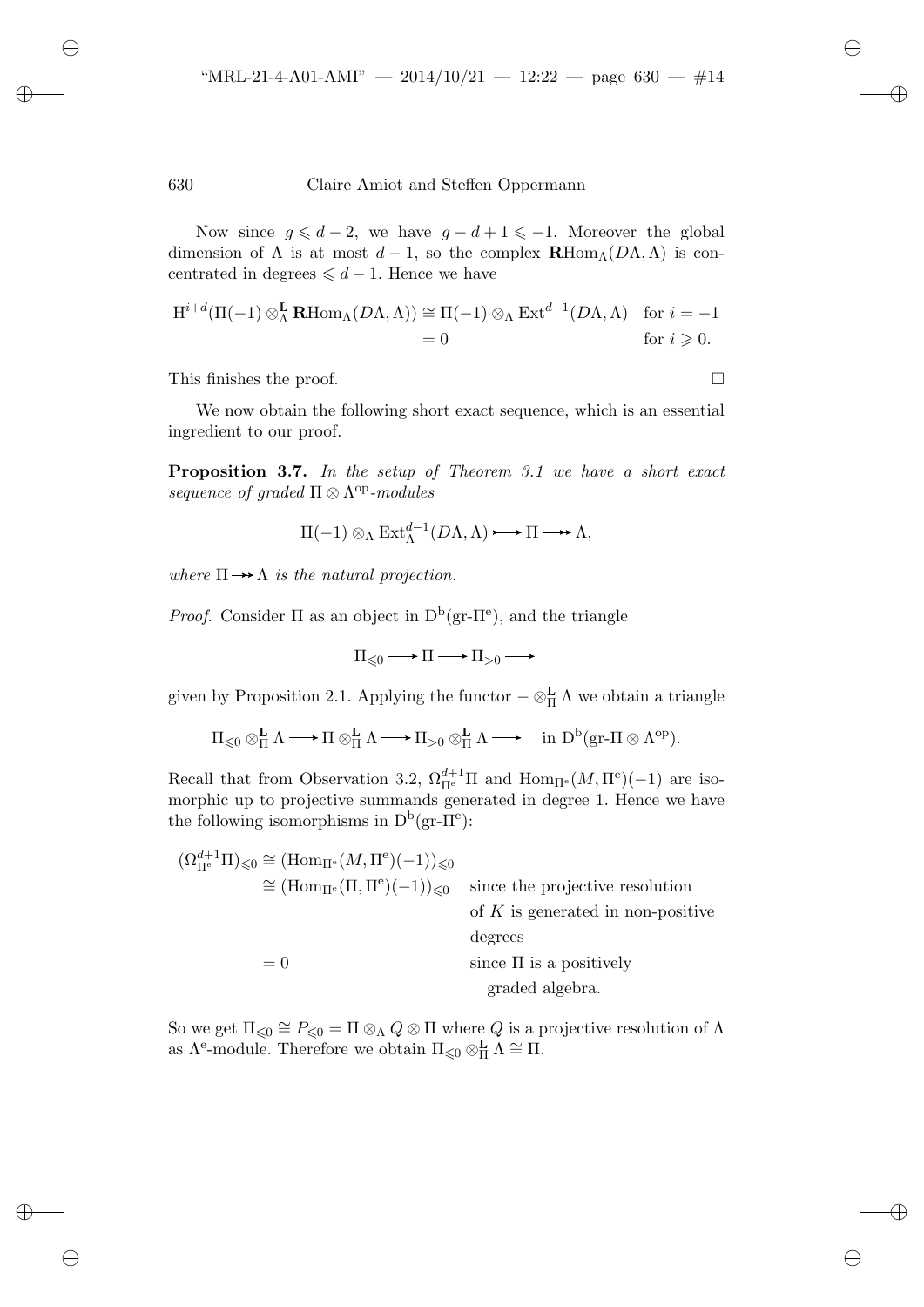Now since $g \leqslant d-2$, we have $g - d + 1 \leqslant -1$. Moreover the global dimension of $\Lambda$ is at most $d-1$, so the complex $\mathbf{R}\mathrm{Hom}_\Lambda(D\Lambda, \Lambda)$ is concentrated in degrees $\leqslant d-1$. Hence we have

$$\begin{aligned} \mathrm{H}^{i+d}(\Pi(-1) \otimes^{\mathbf{L}}_\Lambda \mathbf{R}\mathrm{Hom}_\Lambda(D\Lambda, \Lambda)) &\cong \Pi(-1) \otimes_\Lambda \mathrm{Ext}^{d-1}(D\Lambda, \Lambda) \quad &\text{for } i = -1 \\ &= 0 &\text{for } i \geqslant 0. \end{aligned}$$

This finishes the proof. □

We now obtain the following short exact sequence, which is an essential ingredient to our proof.

**Proposition 3.7.** *In the setup of Theorem 3.1 we have a short exact sequence of graded* $\Pi \otimes \Lambda^{\mathrm{op}}$*-modules*

$$\Pi(-1) \otimes_\Lambda \mathrm{Ext}^{d-1}_\Lambda(D\Lambda, \Lambda) \rightarrowtail \Pi \twoheadrightarrow \Lambda,$$

*where* $\Pi \twoheadrightarrow \Lambda$ *is the natural projection.*

*Proof.* Consider $\Pi$ as an object in $\mathrm{D^b}(\mathrm{gr}\text{-}\Pi^{\mathrm{e}})$, and the triangle

$$\Pi_{\leqslant 0} \longrightarrow \Pi \longrightarrow \Pi_{>0} \longrightarrow$$

given by Proposition 2.1. Applying the functor $- \otimes^{\mathbf{L}}_\Pi \Lambda$ we obtain a triangle

$$\Pi_{\leqslant 0} \otimes^{\mathbf{L}}_\Pi \Lambda \longrightarrow \Pi \otimes^{\mathbf{L}}_\Pi \Lambda \longrightarrow \Pi_{>0} \otimes^{\mathbf{L}}_\Pi \Lambda \longrightarrow \quad \text{in } \mathrm{D^b}(\mathrm{gr}\text{-}\Pi \otimes \Lambda^{\mathrm{op}}).$$

Recall that from Observation 3.2, $\Omega^{d+1}_{\Pi^{\mathrm{e}}}\Pi$ and $\mathrm{Hom}_{\Pi^{\mathrm{e}}}(M, \Pi^{\mathrm{e}})(-1)$ are isomorphic up to projective summands generated in degree 1. Hence we have the following isomorphisms in $\mathrm{D^b}(\mathrm{gr}\text{-}\Pi^{\mathrm{e}})$:

$$\begin{aligned} (\Omega^{d+1}_{\Pi^{\mathrm{e}}}\Pi)_{\leqslant 0} &\cong (\mathrm{Hom}_{\Pi^{\mathrm{e}}}(M, \Pi^{\mathrm{e}})(-1))_{\leqslant 0} \\ &\cong (\mathrm{Hom}_{\Pi^{\mathrm{e}}}(\Pi, \Pi^{\mathrm{e}})(-1))_{\leqslant 0} \quad &\text{since the projective resolution of } K \text{ is generated in non-positive degrees} \\ &= 0 &\text{since } \Pi \text{ is a positively graded algebra.} \end{aligned}$$

So we get $\Pi_{\leqslant 0} \cong P_{\leqslant 0} = \Pi \otimes_\Lambda Q \otimes \Pi$ where $Q$ is a projective resolution of $\Lambda$ as $\Lambda^{\mathrm{e}}$-module. Therefore we obtain $\Pi_{\leqslant 0} \otimes^{\mathbf{L}}_\Pi \Lambda \cong \Pi$.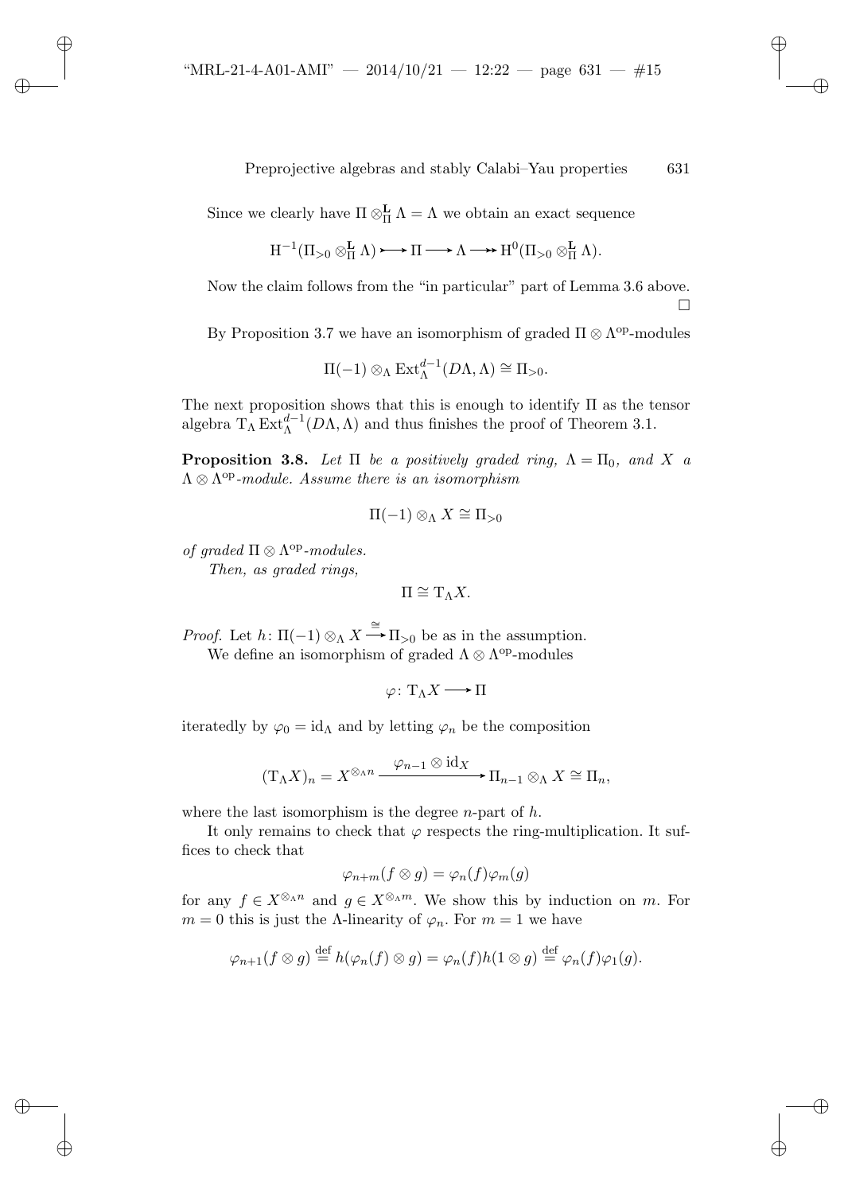Since we clearly have $\Pi \otimes^{\mathbf{L}}_{\Pi} \Lambda = \Lambda$ we obtain an exact sequence

$$\mathrm{H}^{-1}(\Pi_{>0} \otimes^{\mathbf{L}}_{\Pi} \Lambda) \rightarrowtail \Pi \longrightarrow \Lambda \twoheadrightarrow \mathrm{H}^{0}(\Pi_{>0} \otimes^{\mathbf{L}}_{\Pi} \Lambda).$$

Now the claim follows from the "in particular" part of Lemma 3.6 above. $\square$

By Proposition 3.7 we have an isomorphism of graded $\Pi \otimes \Lambda^{\mathrm{op}}$-modules

$$\Pi(-1) \otimes_{\Lambda} \operatorname{Ext}^{d-1}_{\Lambda}(D\Lambda, \Lambda) \cong \Pi_{>0}.$$

The next proposition shows that this is enough to identify $\Pi$ as the tensor algebra $\mathrm{T}_{\Lambda} \operatorname{Ext}^{d-1}_{\Lambda}(D\Lambda, \Lambda)$ and thus finishes the proof of Theorem 3.1.

**Proposition 3.8.** *Let $\Pi$ be a positively graded ring, $\Lambda = \Pi_0$, and $X$ a $\Lambda \otimes \Lambda^{\mathrm{op}}$-module. Assume there is an isomorphism*

$$\Pi(-1) \otimes_{\Lambda} X \cong \Pi_{>0}$$

*of graded $\Pi \otimes \Lambda^{\mathrm{op}}$-modules.*

*Then, as graded rings,*

$$\Pi \cong \mathrm{T}_{\Lambda} X.$$

*Proof.* Let $h \colon \Pi(-1) \otimes_{\Lambda} X \xrightarrow{\cong} \Pi_{>0}$ be as in the assumption.

We define an isomorphism of graded $\Lambda \otimes \Lambda^{\mathrm{op}}$-modules

$$\varphi \colon \mathrm{T}_{\Lambda} X \longrightarrow \Pi$$

iteratedly by $\varphi_0 = \mathrm{id}_{\Lambda}$ and by letting $\varphi_n$ be the composition

$$(\mathrm{T}_{\Lambda} X)_n = X^{\otimes_{\Lambda} n} \xrightarrow{\varphi_{n-1} \otimes \mathrm{id}_X} \Pi_{n-1} \otimes_{\Lambda} X \cong \Pi_n,$$

where the last isomorphism is the degree $n$-part of $h$.

It only remains to check that $\varphi$ respects the ring-multiplication. It suffices to check that

$$\varphi_{n+m}(f \otimes g) = \varphi_n(f) \varphi_m(g)$$

for any $f \in X^{\otimes_{\Lambda} n}$ and $g \in X^{\otimes_{\Lambda} m}$. We show this by induction on $m$. For $m = 0$ this is just the $\Lambda$-linearity of $\varphi_n$. For $m = 1$ we have

$$\varphi_{n+1}(f \otimes g) \stackrel{\text{def}}{=} h(\varphi_n(f) \otimes g) = \varphi_n(f) h(1 \otimes g) \stackrel{\text{def}}{=} \varphi_n(f) \varphi_1(g).$$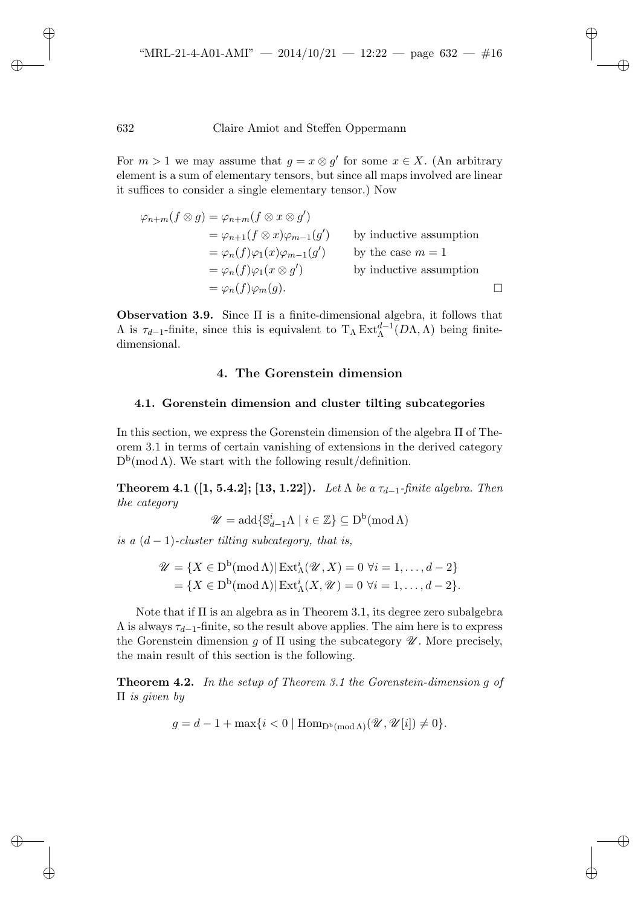For $m > 1$ we may assume that $g = x \otimes g'$ for some $x \in X$. (An arbitrary element is a sum of elementary tensors, but since all maps involved are linear it suffices to consider a single elementary tensor.) Now

$$
\begin{aligned}
\varphi_{n+m}(f \otimes g) &= \varphi_{n+m}(f \otimes x \otimes g') \\
&= \varphi_{n+1}(f \otimes x)\varphi_{m-1}(g') && \text{by inductive assumption} \\
&= \varphi_n(f)\varphi_1(x)\varphi_{m-1}(g') && \text{by the case } m = 1 \\
&= \varphi_n(f)\varphi_1(x \otimes g') && \text{by inductive assumption} \\
&= \varphi_n(f)\varphi_m(g).
\end{aligned}
$$

□

**Observation 3.9.** Since $\Pi$ is a finite-dimensional algebra, it follows that $\Lambda$ is $\tau_{d-1}$-finite, since this is equivalent to $\mathrm{T}_\Lambda \operatorname{Ext}^{d-1}_\Lambda(D\Lambda, \Lambda)$ being finite-dimensional.

## 4. The Gorenstein dimension

### 4.1. Gorenstein dimension and cluster tilting subcategories

In this section, we express the Gorenstein dimension of the algebra $\Pi$ of Theorem 3.1 in terms of certain vanishing of extensions in the derived category $\mathrm{D}^{\mathrm{b}}(\operatorname{mod} \Lambda)$. We start with the following result/definition.

**Theorem 4.1 ([1, 5.4.2]; [13, 1.22]).** *Let $\Lambda$ be a $\tau_{d-1}$-finite algebra. Then the category*

$$\mathscr{U} = \operatorname{add}\{\mathbb{S}^i_{d-1}\Lambda \mid i \in \mathbb{Z}\} \subseteq \mathrm{D}^{\mathrm{b}}(\operatorname{mod} \Lambda)$$

*is a $(d-1)$-cluster tilting subcategory, that is,*

$$
\begin{aligned}
\mathscr{U} &= \{X \in \mathrm{D}^{\mathrm{b}}(\operatorname{mod} \Lambda) \mid \operatorname{Ext}^i_\Lambda(\mathscr{U}, X) = 0 \ \forall i = 1, \ldots, d-2\} \\
&= \{X \in \mathrm{D}^{\mathrm{b}}(\operatorname{mod} \Lambda) \mid \operatorname{Ext}^i_\Lambda(X, \mathscr{U}) = 0 \ \forall i = 1, \ldots, d-2\}.
\end{aligned}
$$

Note that if $\Pi$ is an algebra as in Theorem 3.1, its degree zero subalgebra $\Lambda$ is always $\tau_{d-1}$-finite, so the result above applies. The aim here is to express the Gorenstein dimension $g$ of $\Pi$ using the subcategory $\mathscr{U}$. More precisely, the main result of this section is the following.

**Theorem 4.2.** *In the setup of Theorem 3.1 the Gorenstein-dimension $g$ of $\Pi$ is given by*

$$g = d - 1 + \max\{i < 0 \mid \operatorname{Hom}_{\mathrm{D}^{\mathrm{b}}(\operatorname{mod} \Lambda)}(\mathscr{U}, \mathscr{U}[i]) \neq 0\}.$$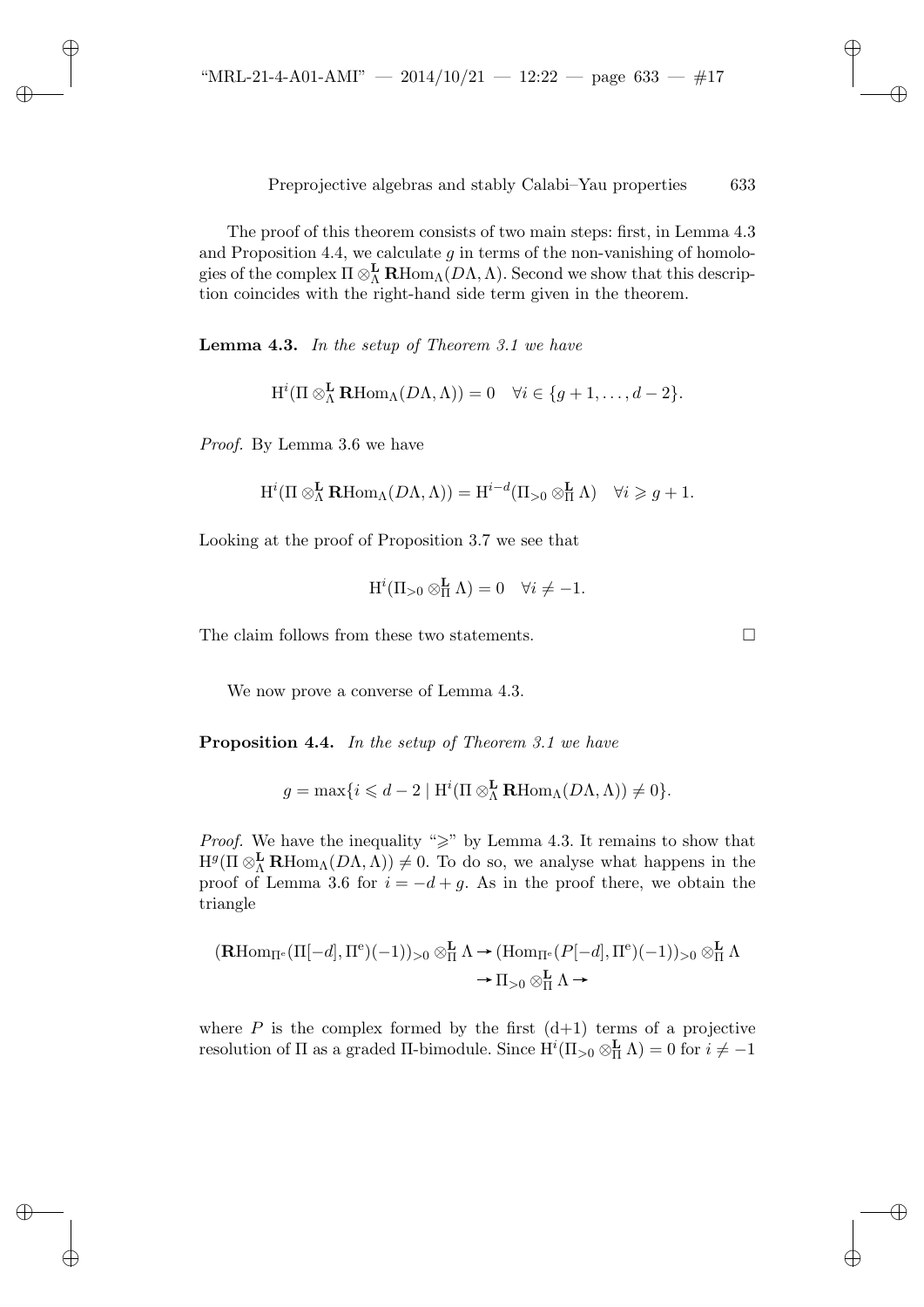The proof of this theorem consists of two main steps: first, in Lemma 4.3 and Proposition 4.4, we calculate $g$ in terms of the non-vanishing of homologies of the complex $\Pi \otimes^{\mathbf{L}}_{\Lambda} \mathbf{R}\mathrm{Hom}_{\Lambda}(D\Lambda, \Lambda)$. Second we show that this description coincides with the right-hand side term given in the theorem.

**Lemma 4.3.** *In the setup of Theorem 3.1 we have*

$$\mathrm{H}^i(\Pi \otimes^{\mathbf{L}}_{\Lambda} \mathbf{R}\mathrm{Hom}_{\Lambda}(D\Lambda, \Lambda)) = 0 \quad \forall i \in \{g+1, \ldots, d-2\}.$$

*Proof.* By Lemma 3.6 we have

$$\mathrm{H}^i(\Pi \otimes^{\mathbf{L}}_{\Lambda} \mathbf{R}\mathrm{Hom}_{\Lambda}(D\Lambda, \Lambda)) = \mathrm{H}^{i-d}(\Pi_{>0} \otimes^{\mathbf{L}}_{\Pi} \Lambda) \quad \forall i \geqslant g+1.$$

Looking at the proof of Proposition 3.7 we see that

$$\mathrm{H}^i(\Pi_{>0} \otimes^{\mathbf{L}}_{\Pi} \Lambda) = 0 \quad \forall i \neq -1.$$

The claim follows from these two statements. $\square$

We now prove a converse of Lemma 4.3.

**Proposition 4.4.** *In the setup of Theorem 3.1 we have*

$$g = \max\{i \leqslant d-2 \mid \mathrm{H}^i(\Pi \otimes^{\mathbf{L}}_{\Lambda} \mathbf{R}\mathrm{Hom}_{\Lambda}(D\Lambda, \Lambda)) \neq 0\}.$$

*Proof.* We have the inequality "$\geqslant$" by Lemma 4.3. It remains to show that $\mathrm{H}^g(\Pi \otimes^{\mathbf{L}}_{\Lambda} \mathbf{R}\mathrm{Hom}_{\Lambda}(D\Lambda, \Lambda)) \neq 0$. To do so, we analyse what happens in the proof of Lemma 3.6 for $i = -d + g$. As in the proof there, we obtain the triangle

$$(\mathbf{R}\mathrm{Hom}_{\Pi^{\mathrm{e}}}(\Pi[-d], \Pi^{\mathrm{e}})(-1))_{>0} \otimes^{\mathbf{L}}_{\Pi} \Lambda \to (\mathrm{Hom}_{\Pi^{\mathrm{e}}}(P[-d], \Pi^{\mathrm{e}})(-1))_{>0} \otimes^{\mathbf{L}}_{\Pi} \Lambda \to \Pi_{>0} \otimes^{\mathbf{L}}_{\Pi} \Lambda \to$$

where $P$ is the complex formed by the first (d+1) terms of a projective resolution of $\Pi$ as a graded $\Pi$-bimodule. Since $\mathrm{H}^i(\Pi_{>0} \otimes^{\mathbf{L}}_{\Pi} \Lambda) = 0$ for $i \neq -1$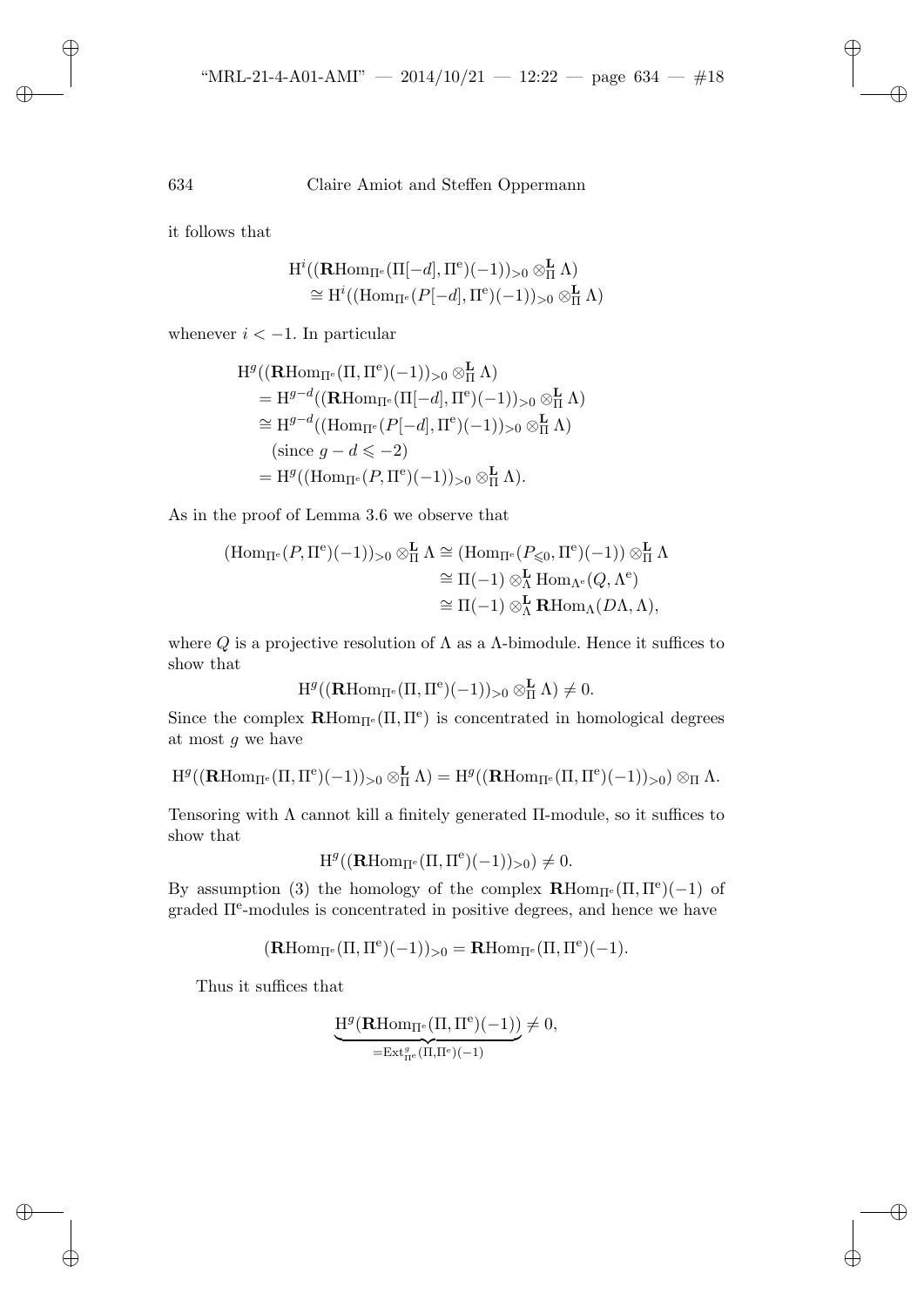it follows that

$$\begin{aligned}
&\mathrm{H}^i((\mathbf{R}\mathrm{Hom}_{\Pi^{\mathrm{e}}}(\Pi[-d], \Pi^{\mathrm{e}})(-1))_{>0} \otimes^{\mathbf{L}}_{\Pi} \Lambda) \\
&\quad \cong \mathrm{H}^i((\mathrm{Hom}_{\Pi^{\mathrm{e}}}(P[-d], \Pi^{\mathrm{e}})(-1))_{>0} \otimes^{\mathbf{L}}_{\Pi} \Lambda)
\end{aligned}$$

whenever $i < -1$. In particular

$$\begin{aligned}
&\mathrm{H}^g((\mathbf{R}\mathrm{Hom}_{\Pi^{\mathrm{e}}}(\Pi, \Pi^{\mathrm{e}})(-1))_{>0} \otimes^{\mathbf{L}}_{\Pi} \Lambda) \\
&\quad = \mathrm{H}^{g-d}((\mathbf{R}\mathrm{Hom}_{\Pi^{\mathrm{e}}}(\Pi[-d], \Pi^{\mathrm{e}})(-1))_{>0} \otimes^{\mathbf{L}}_{\Pi} \Lambda) \\
&\quad \cong \mathrm{H}^{g-d}((\mathrm{Hom}_{\Pi^{\mathrm{e}}}(P[-d], \Pi^{\mathrm{e}})(-1))_{>0} \otimes^{\mathbf{L}}_{\Pi} \Lambda) \\
&\qquad (\text{since } g - d \leqslant -2) \\
&\quad = \mathrm{H}^{g}((\mathrm{Hom}_{\Pi^{\mathrm{e}}}(P, \Pi^{\mathrm{e}})(-1))_{>0} \otimes^{\mathbf{L}}_{\Pi} \Lambda).
\end{aligned}$$

As in the proof of Lemma 3.6 we observe that

$$\begin{aligned}
(\mathrm{Hom}_{\Pi^{\mathrm{e}}}(P, \Pi^{\mathrm{e}})(-1))_{>0} \otimes^{\mathbf{L}}_{\Pi} \Lambda &\cong (\mathrm{Hom}_{\Pi^{\mathrm{e}}}(P_{\leqslant 0}, \Pi^{\mathrm{e}})(-1)) \otimes^{\mathbf{L}}_{\Pi} \Lambda \\
&\cong \Pi(-1) \otimes^{\mathbf{L}}_{\Lambda} \mathrm{Hom}_{\Lambda^{\mathrm{e}}}(Q, \Lambda^{\mathrm{e}}) \\
&\cong \Pi(-1) \otimes^{\mathbf{L}}_{\Lambda} \mathbf{R}\mathrm{Hom}_{\Lambda}(D\Lambda, \Lambda),
\end{aligned}$$

where $Q$ is a projective resolution of $\Lambda$ as a $\Lambda$-bimodule. Hence it suffices to show that

$$\mathrm{H}^g((\mathbf{R}\mathrm{Hom}_{\Pi^{\mathrm{e}}}(\Pi, \Pi^{\mathrm{e}})(-1))_{>0} \otimes^{\mathbf{L}}_{\Pi} \Lambda) \neq 0.$$

Since the complex $\mathbf{R}\mathrm{Hom}_{\Pi^{\mathrm{e}}}(\Pi, \Pi^{\mathrm{e}})$ is concentrated in homological degrees at most $g$ we have

$$\mathrm{H}^g((\mathbf{R}\mathrm{Hom}_{\Pi^{\mathrm{e}}}(\Pi, \Pi^{\mathrm{e}})(-1))_{>0} \otimes^{\mathbf{L}}_{\Pi} \Lambda) = \mathrm{H}^g((\mathbf{R}\mathrm{Hom}_{\Pi^{\mathrm{e}}}(\Pi, \Pi^{\mathrm{e}})(-1))_{>0}) \otimes_{\Pi} \Lambda.$$

Tensoring with $\Lambda$ cannot kill a finitely generated $\Pi$-module, so it suffices to show that

$$\mathrm{H}^g((\mathbf{R}\mathrm{Hom}_{\Pi^{\mathrm{e}}}(\Pi, \Pi^{\mathrm{e}})(-1))_{>0}) \neq 0.$$

By assumption (3) the homology of the complex $\mathbf{R}\mathrm{Hom}_{\Pi^{\mathrm{e}}}(\Pi, \Pi^{\mathrm{e}})(-1)$ of graded $\Pi^{\mathrm{e}}$-modules is concentrated in positive degrees, and hence we have

$$(\mathbf{R}\mathrm{Hom}_{\Pi^{\mathrm{e}}}(\Pi, \Pi^{\mathrm{e}})(-1))_{>0} = \mathbf{R}\mathrm{Hom}_{\Pi^{\mathrm{e}}}(\Pi, \Pi^{\mathrm{e}})(-1).$$

Thus it suffices that

$$\underbrace{\mathrm{H}^g(\mathbf{R}\mathrm{Hom}_{\Pi^{\mathrm{e}}}(\Pi, \Pi^{\mathrm{e}})(-1))}_{=\mathrm{Ext}^g_{\Pi^{\mathrm{e}}}(\Pi, \Pi^{\mathrm{e}})(-1)} \neq 0,$$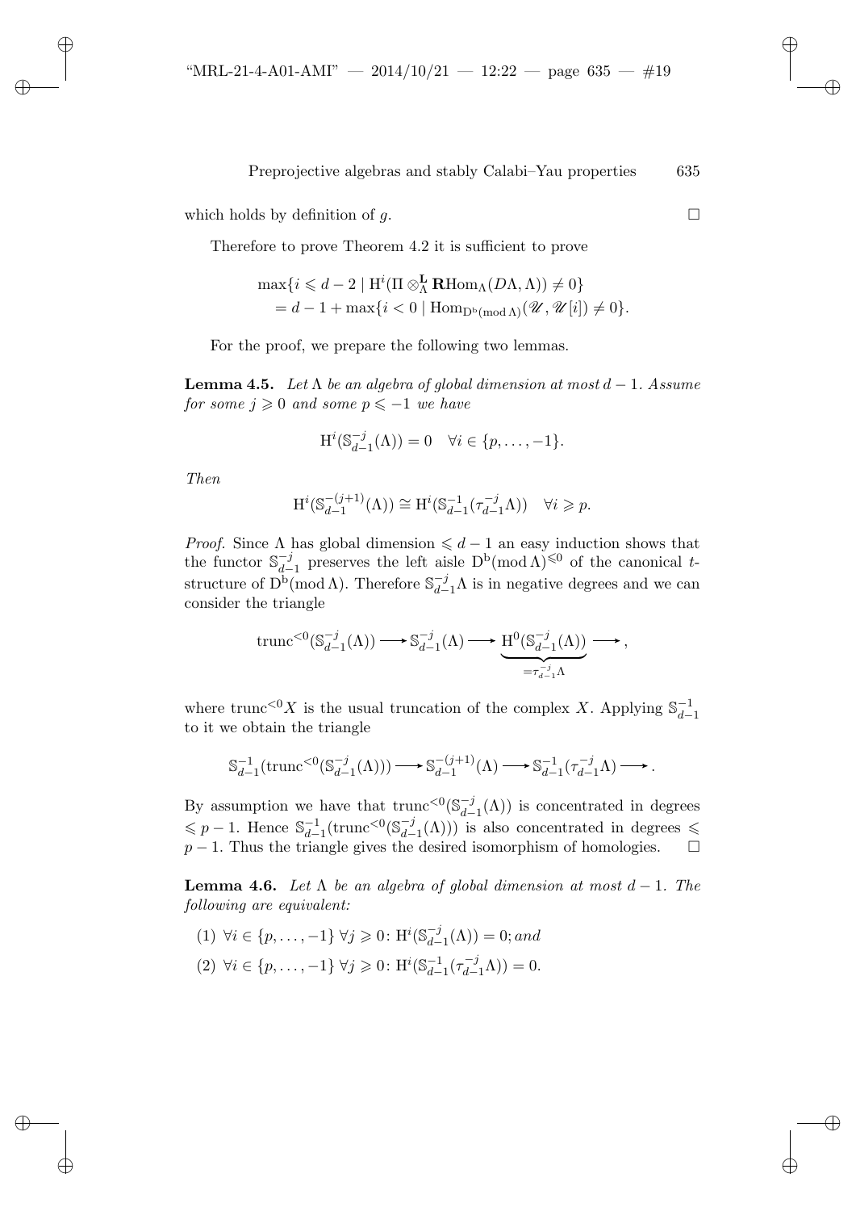which holds by definition of $g$. $\square$

Therefore to prove Theorem 4.2 it is sufficient to prove

$$
\begin{aligned}
&\max\{i \leqslant d-2 \mid \mathrm{H}^i(\Pi \otimes^{\mathbf{L}}_\Lambda \mathbf{R}\mathrm{Hom}_\Lambda(D\Lambda, \Lambda)) \neq 0\} \\
&\quad = d-1+\max\{i<0 \mid \mathrm{Hom}_{\mathrm{D^b}(\mathrm{mod}\,\Lambda)}(\mathscr{U}, \mathscr{U}[i]) \neq 0\}.
\end{aligned}
$$

For the proof, we prepare the following two lemmas.

**Lemma 4.5.** *Let $\Lambda$ be an algebra of global dimension at most $d-1$. Assume for some $j \geqslant 0$ and some $p \leqslant -1$ we have*

$$
\mathrm{H}^i(\mathbb{S}_{d-1}^{-j}(\Lambda)) = 0 \quad \forall i \in \{p, \ldots, -1\}.
$$

*Then*

$$
\mathrm{H}^i(\mathbb{S}_{d-1}^{-(j+1)}(\Lambda)) \cong \mathrm{H}^i(\mathbb{S}_{d-1}^{-1}(\tau_{d-1}^{-j}\Lambda)) \quad \forall i \geqslant p.
$$

*Proof.* Since $\Lambda$ has global dimension $\leqslant d-1$ an easy induction shows that the functor $\mathbb{S}_{d-1}^{-j}$ preserves the left aisle $\mathrm{D^b}(\mathrm{mod}\,\Lambda)^{\leqslant 0}$ of the canonical $t$-structure of $\mathrm{D^b}(\mathrm{mod}\,\Lambda)$. Therefore $\mathbb{S}_{d-1}^{-j}\Lambda$ is in negative degrees and we can consider the triangle

$$
\mathrm{trunc}^{<0}(\mathbb{S}_{d-1}^{-j}(\Lambda)) \longrightarrow \mathbb{S}_{d-1}^{-j}(\Lambda) \longrightarrow \underbrace{\mathrm{H}^0(\mathbb{S}_{d-1}^{-j}(\Lambda))}_{=\tau_{d-1}^{-j}\Lambda} \longrightarrow,
$$

where $\mathrm{trunc}^{<0}X$ is the usual truncation of the complex $X$. Applying $\mathbb{S}_{d-1}^{-1}$ to it we obtain the triangle

$$
\mathbb{S}_{d-1}^{-1}(\mathrm{trunc}^{<0}(\mathbb{S}_{d-1}^{-j}(\Lambda))) \longrightarrow \mathbb{S}_{d-1}^{-(j+1)}(\Lambda) \longrightarrow \mathbb{S}_{d-1}^{-1}(\tau_{d-1}^{-j}\Lambda) \longrightarrow.
$$

By assumption we have that $\mathrm{trunc}^{<0}(\mathbb{S}_{d-1}^{-j}(\Lambda))$ is concentrated in degrees $\leqslant p-1$. Hence $\mathbb{S}_{d-1}^{-1}(\mathrm{trunc}^{<0}(\mathbb{S}_{d-1}^{-j}(\Lambda)))$ is also concentrated in degrees $\leqslant p-1$. Thus the triangle gives the desired isomorphism of homologies. $\square$

**Lemma 4.6.** *Let $\Lambda$ be an algebra of global dimension at most $d-1$. The following are equivalent:*

(1) $\forall i \in \{p, \ldots, -1\}\ \forall j \geqslant 0$: $\mathrm{H}^i(\mathbb{S}_{d-1}^{-j}(\Lambda)) = 0$; *and*

(2) $\forall i \in \{p, \ldots, -1\}\ \forall j \geqslant 0$: $\mathrm{H}^i(\mathbb{S}_{d-1}^{-1}(\tau_{d-1}^{-j}\Lambda)) = 0$.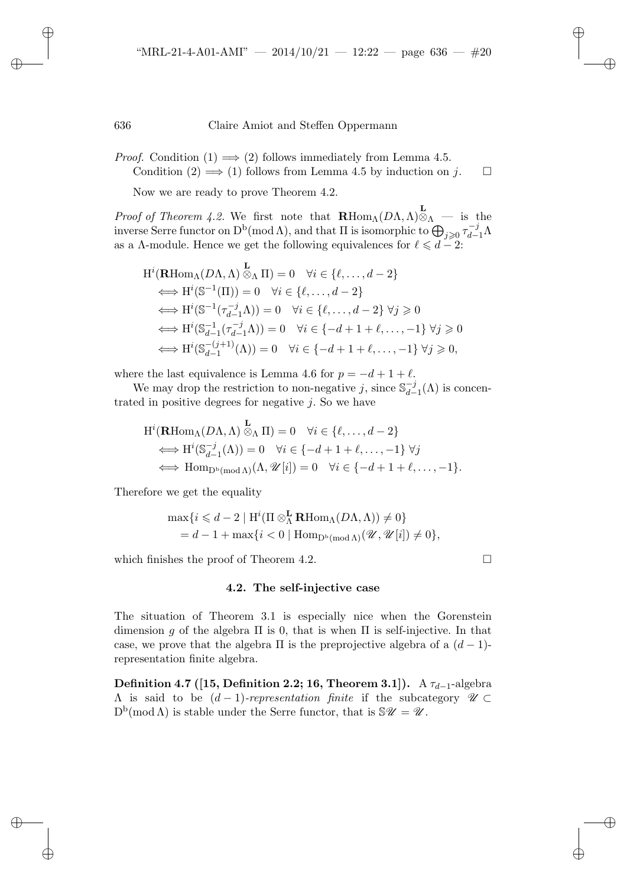*Proof.* Condition (1) $\Longrightarrow$ (2) follows immediately from Lemma 4.5.
Condition (2) $\Longrightarrow$ (1) follows from Lemma 4.5 by induction on $j$. $\square$

Now we are ready to prove Theorem 4.2.

*Proof of Theorem 4.2.* We first note that $\mathbf{R}\mathrm{Hom}_\Lambda(D\Lambda,\Lambda)\overset{\mathbf{L}}{\otimes}_\Lambda$ — is the inverse Serre functor on $\mathrm{D^b}(\mathrm{mod}\,\Lambda)$, and that $\Pi$ is isomorphic to $\bigoplus_{j\geqslant 0}\tau_{d-1}^{-j}\Lambda$ as a $\Lambda$-module. Hence we get the following equivalences for $\ell \leqslant d-2$:

$$
\begin{aligned}
&\mathrm{H}^i(\mathbf{R}\mathrm{Hom}_\Lambda(D\Lambda,\Lambda)\overset{\mathbf{L}}{\otimes}_\Lambda \Pi) = 0 \quad \forall i\in\{\ell,\dots,d-2\}\\
&\iff \mathrm{H}^i(\mathbb{S}^{-1}(\Pi)) = 0 \quad \forall i\in\{\ell,\dots,d-2\}\\
&\iff \mathrm{H}^i(\mathbb{S}^{-1}(\tau_{d-1}^{-j}\Lambda)) = 0 \quad \forall i\in\{\ell,\dots,d-2\}\ \forall j\geqslant 0\\
&\iff \mathrm{H}^i(\mathbb{S}_{d-1}^{-1}(\tau_{d-1}^{-j}\Lambda)) = 0 \quad \forall i\in\{-d+1+\ell,\dots,-1\}\ \forall j\geqslant 0\\
&\iff \mathrm{H}^i(\mathbb{S}_{d-1}^{-(j+1)}(\Lambda)) = 0 \quad \forall i\in\{-d+1+\ell,\dots,-1\}\ \forall j\geqslant 0,
\end{aligned}
$$

where the last equivalence is Lemma 4.6 for $p=-d+1+\ell$.

We may drop the restriction to non-negative $j$, since $\mathbb{S}_{d-1}^{-j}(\Lambda)$ is concentrated in positive degrees for negative $j$. So we have

$$
\begin{aligned}
&\mathrm{H}^i(\mathbf{R}\mathrm{Hom}_\Lambda(D\Lambda,\Lambda)\overset{\mathbf{L}}{\otimes}_\Lambda \Pi) = 0 \quad \forall i\in\{\ell,\dots,d-2\}\\
&\iff \mathrm{H}^i(\mathbb{S}_{d-1}^{-j}(\Lambda)) = 0 \quad \forall i\in\{-d+1+\ell,\dots,-1\}\ \forall j\\
&\iff \mathrm{Hom}_{\mathrm{D^b}(\mathrm{mod}\,\Lambda)}(\Lambda,\mathscr{U}[i]) = 0 \quad \forall i\in\{-d+1+\ell,\dots,-1\}.
\end{aligned}
$$

Therefore we get the equality

$$
\begin{aligned}
&\max\{i\leqslant d-2 \mid \mathrm{H}^i(\Pi\otimes_\Lambda^{\mathbf{L}}\mathbf{R}\mathrm{Hom}_\Lambda(D\Lambda,\Lambda))\neq 0\}\\
&\quad = d-1+\max\{i<0 \mid \mathrm{Hom}_{\mathrm{D^b}(\mathrm{mod}\,\Lambda)}(\mathscr{U},\mathscr{U}[i])\neq 0\},
\end{aligned}
$$

which finishes the proof of Theorem 4.2. $\square$

### 4.2. The self-injective case

The situation of Theorem 3.1 is especially nice when the Gorenstein dimension $g$ of the algebra $\Pi$ is 0, that is when $\Pi$ is self-injective. In that case, we prove that the algebra $\Pi$ is the preprojective algebra of a $(d-1)$-representation finite algebra.

**Definition 4.7 ([15, Definition 2.2; 16, Theorem 3.1]).** A $\tau_{d-1}$-algebra $\Lambda$ is said to be $(d-1)$-*representation finite* if the subcategory $\mathscr{U}\subset \mathrm{D^b}(\mathrm{mod}\,\Lambda)$ is stable under the Serre functor, that is $\mathbb{S}\mathscr{U}=\mathscr{U}$.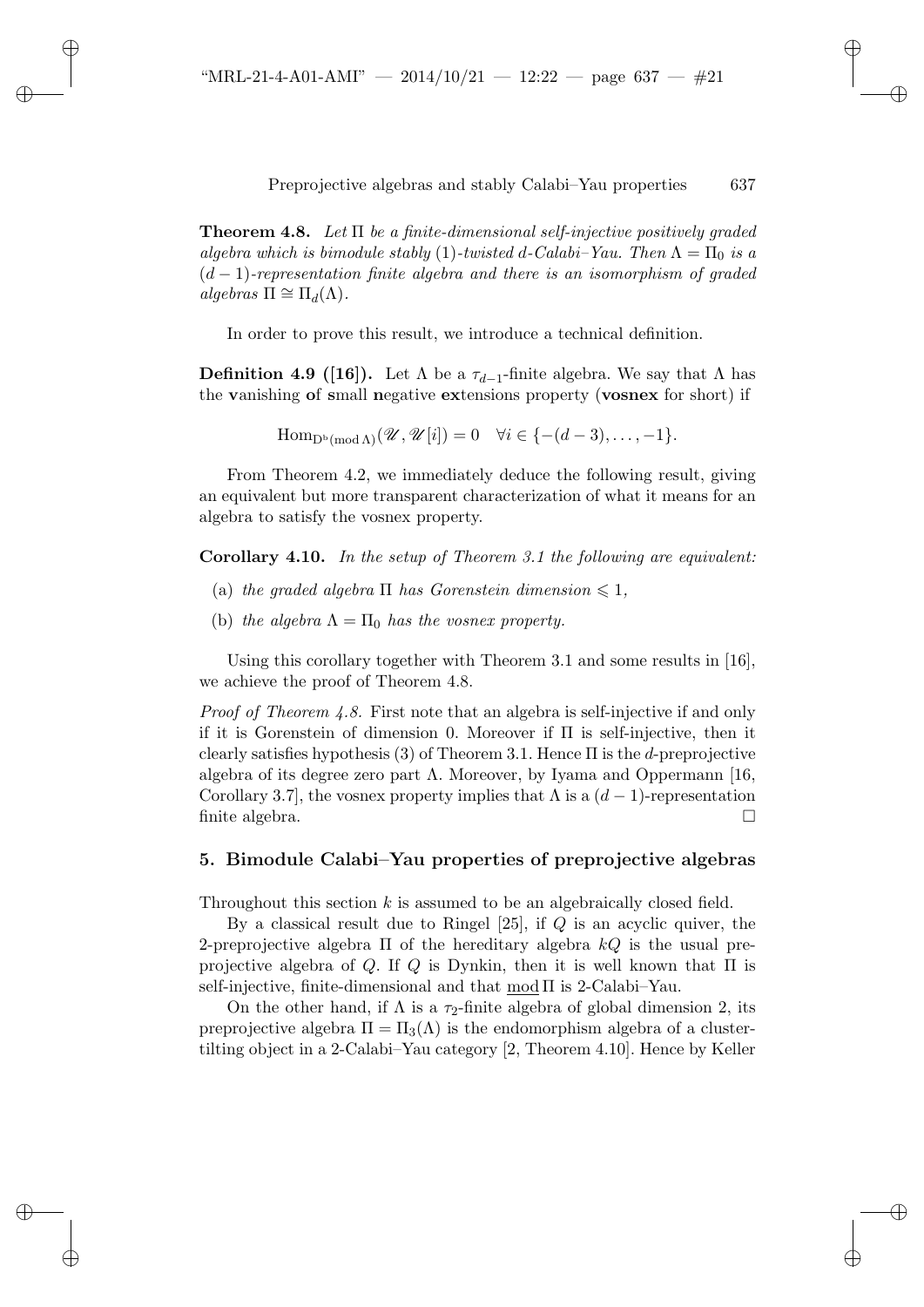**Theorem 4.8.** *Let $\Pi$ be a finite-dimensional self-injective positively graded algebra which is bimodule stably $(1)$-twisted $d$-Calabi–Yau. Then $\Lambda = \Pi_0$ is a $(d-1)$-representation finite algebra and there is an isomorphism of graded algebras $\Pi \cong \Pi_d(\Lambda)$.*

In order to prove this result, we introduce a technical definition.

**Definition 4.9 ([16]).** Let $\Lambda$ be a $\tau_{d-1}$-finite algebra. We say that $\Lambda$ has the **v**anishing **o**f **s**mall **n**egative **ex**tensions property (**vosnex** for short) if

$$\mathrm{Hom}_{\mathrm{D^b}(\mathrm{mod}\,\Lambda)}(\mathscr{U}, \mathscr{U}[i]) = 0 \quad \forall i \in \{-(d-3), \ldots, -1\}.$$

From Theorem 4.2, we immediately deduce the following result, giving an equivalent but more transparent characterization of what it means for an algebra to satisfy the vosnex property.

**Corollary 4.10.** *In the setup of Theorem 3.1 the following are equivalent:*

- (a) *the graded algebra $\Pi$ has Gorenstein dimension $\leqslant 1$,*
- (b) *the algebra $\Lambda = \Pi_0$ has the vosnex property.*

Using this corollary together with Theorem 3.1 and some results in [16], we achieve the proof of Theorem 4.8.

*Proof of Theorem 4.8.* First note that an algebra is self-injective if and only if it is Gorenstein of dimension 0. Moreover if $\Pi$ is self-injective, then it clearly satisfies hypothesis (3) of Theorem 3.1. Hence $\Pi$ is the $d$-preprojective algebra of its degree zero part $\Lambda$. Moreover, by Iyama and Oppermann [16, Corollary 3.7], the vosnex property implies that $\Lambda$ is a $(d-1)$-representation finite algebra. $\square$

## 5. Bimodule Calabi–Yau properties of preprojective algebras

Throughout this section $k$ is assumed to be an algebraically closed field.

By a classical result due to Ringel [25], if $Q$ is an acyclic quiver, the 2-preprojective algebra $\Pi$ of the hereditary algebra $kQ$ is the usual preprojective algebra of $Q$. If $Q$ is Dynkin, then it is well known that $\Pi$ is self-injective, finite-dimensional and that $\underline{\mathrm{mod}}\,\Pi$ is 2-Calabi–Yau.

On the other hand, if $\Lambda$ is a $\tau_2$-finite algebra of global dimension 2, its preprojective algebra $\Pi = \Pi_3(\Lambda)$ is the endomorphism algebra of a cluster-tilting object in a 2-Calabi–Yau category [2, Theorem 4.10]. Hence by Keller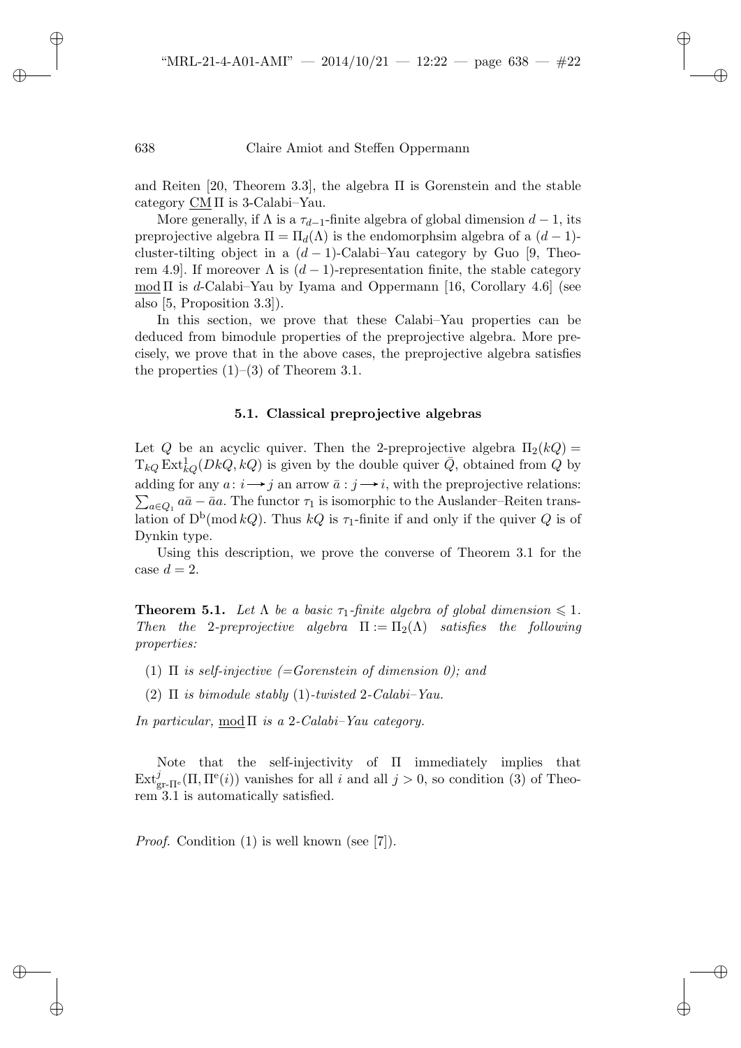and Reiten [20, Theorem 3.3], the algebra $\Pi$ is Gorenstein and the stable category $\underline{\mathrm{CM}}\,\Pi$ is 3-Calabi–Yau.

More generally, if $\Lambda$ is a $\tau_{d-1}$-finite algebra of global dimension $d-1$, its preprojective algebra $\Pi = \Pi_d(\Lambda)$ is the endomorphsim algebra of a $(d-1)$-cluster-tilting object in a $(d-1)$-Calabi–Yau category by Guo [9, Theorem 4.9]. If moreover $\Lambda$ is $(d-1)$-representation finite, the stable category $\underline{\mathrm{mod}}\,\Pi$ is $d$-Calabi–Yau by Iyama and Oppermann [16, Corollary 4.6] (see also [5, Proposition 3.3]).

In this section, we prove that these Calabi–Yau properties can be deduced from bimodule properties of the preprojective algebra. More precisely, we prove that in the above cases, the preprojective algebra satisfies the properties (1)–(3) of Theorem 3.1.

### 5.1. Classical preprojective algebras

Let $Q$ be an acyclic quiver. Then the 2-preprojective algebra $\Pi_2(kQ) = \mathrm{T}_{kQ}\operatorname{Ext}^1_{kQ}(DkQ, kQ)$ is given by the double quiver $\bar{Q}$, obtained from $Q$ by adding for any $a\colon i \longrightarrow j$ an arrow $\bar{a}: j \longrightarrow i$, with the preprojective relations: $\sum_{a\in Q_1} a\bar{a} - \bar{a}a$. The functor $\tau_1$ is isomorphic to the Auslander–Reiten translation of $\mathrm{D^b}(\mathrm{mod}\, kQ)$. Thus $kQ$ is $\tau_1$-finite if and only if the quiver $Q$ is of Dynkin type.

Using this description, we prove the converse of Theorem 3.1 for the case $d = 2$.

**Theorem 5.1.** *Let $\Lambda$ be a basic $\tau_1$-finite algebra of global dimension $\leqslant 1$. Then the 2-preprojective algebra $\Pi := \Pi_2(\Lambda)$ satisfies the following properties:*

1. *$\Pi$ is self-injective (=Gorenstein of dimension 0); and*
2. *$\Pi$ is bimodule stably (1)-twisted 2-Calabi–Yau.*

*In particular, $\underline{\mathrm{mod}}\,\Pi$ is a 2-Calabi–Yau category.*

Note that the self-injectivity of $\Pi$ immediately implies that $\operatorname{Ext}^j_{\mathrm{gr}\text{-}\Pi^{\mathrm{e}}}(\Pi, \Pi^{\mathrm{e}}(i))$ vanishes for all $i$ and all $j > 0$, so condition (3) of Theorem 3.1 is automatically satisfied.

*Proof.* Condition (1) is well known (see [7]).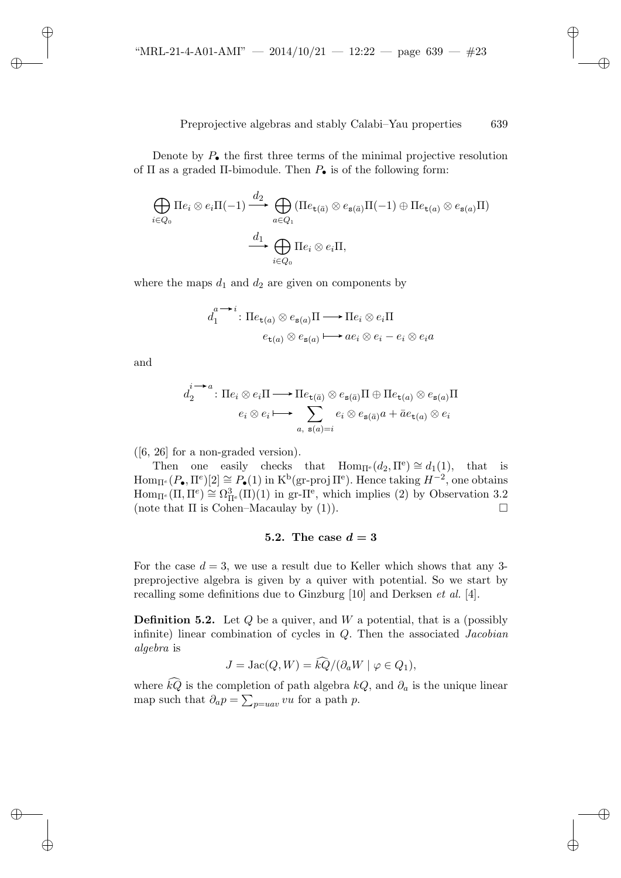Denote by $P_\bullet$ the first three terms of the minimal projective resolution of $\Pi$ as a graded $\Pi$-bimodule. Then $P_\bullet$ is of the following form:

$$\bigoplus_{i\in Q_0} \Pi e_i \otimes e_i \Pi(-1) \xrightarrow{d_2} \bigoplus_{a\in Q_1} (\Pi e_{\mathtt{t}(\bar{a})} \otimes e_{\mathtt{s}(\bar{a})}\Pi(-1) \oplus \Pi e_{\mathtt{t}(a)} \otimes e_{\mathtt{s}(a)}\Pi)$$

$$\xrightarrow{d_1} \bigoplus_{i\in Q_0} \Pi e_i \otimes e_i \Pi,$$

where the maps $d_1$ and $d_2$ are given on components by

$$d_1^{a\to i}\colon \Pi e_{\mathtt{t}(a)} \otimes e_{\mathtt{s}(a)}\Pi \longrightarrow \Pi e_i \otimes e_i \Pi$$
$$e_{\mathtt{t}(a)} \otimes e_{\mathtt{s}(a)} \longmapsto a e_i \otimes e_i - e_i \otimes e_i a$$

and

$$d_2^{i\to a}\colon \Pi e_i \otimes e_i \Pi \longrightarrow \Pi e_{\mathtt{t}(\bar{a})} \otimes e_{\mathtt{s}(\bar{a})}\Pi \oplus \Pi e_{\mathtt{t}(a)} \otimes e_{\mathtt{s}(a)}\Pi$$
$$e_i \otimes e_i \longmapsto \sum_{a,\ \mathtt{s}(a)=i} e_i \otimes e_{\mathtt{s}(\bar{a})} a + \bar{a} e_{\mathtt{t}(a)} \otimes e_i$$

([6, 26] for a non-graded version).

Then one easily checks that $\mathrm{Hom}_{\Pi^e}(d_2, \Pi^e) \cong d_1(1)$, that is $\mathrm{Hom}_{\Pi^e}(P_\bullet, \Pi^e)[2] \cong P_\bullet(1)$ in $\mathrm{K}^{\mathrm{b}}(\text{gr-proj}\,\Pi^{\mathrm{e}})$. Hence taking $H^{-2}$, one obtains $\mathrm{Hom}_{\Pi^e}(\Pi, \Pi^e) \cong \Omega^3_{\Pi^e}(\Pi)(1)$ in gr-$\Pi^{\mathrm{e}}$, which implies (2) by Observation 3.2 (note that $\Pi$ is Cohen–Macaulay by (1)). $\square$

### 5.2. The case $d = 3$

For the case $d = 3$, we use a result due to Keller which shows that any 3-preprojective algebra is given by a quiver with potential. So we start by recalling some definitions due to Ginzburg [10] and Derksen *et al.* [4].

**Definition 5.2.** Let $Q$ be a quiver, and $W$ a potential, that is a (possibly infinite) linear combination of cycles in $Q$. Then the associated *Jacobian algebra* is

$$J = \mathrm{Jac}(Q, W) = \widehat{kQ}/(\partial_a W \mid \varphi \in Q_1),$$

where $\widehat{kQ}$ is the completion of path algebra $kQ$, and $\partial_a$ is the unique linear map such that $\partial_a p = \sum_{p=uav} vu$ for a path $p$.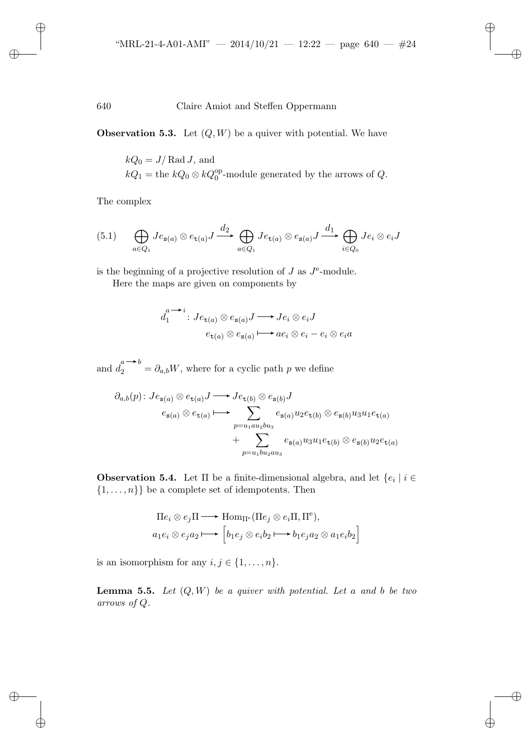**Observation 5.3.** Let $(Q, W)$ be a quiver with potential. We have

$kQ_0 = J/\operatorname{Rad} J$, and
$kQ_1 =$ the $kQ_0 \otimes kQ_0^{\mathrm{op}}$-module generated by the arrows of $Q$.

The complex

$$(5.1)\qquad \bigoplus_{a \in Q_1} Je_{\mathtt{s}(a)} \otimes e_{\mathtt{t}(a)}J \xrightarrow{d_2} \bigoplus_{a \in Q_1} Je_{\mathtt{t}(a)} \otimes e_{\mathtt{s}(a)}J \xrightarrow{d_1} \bigoplus_{i \in Q_0} Je_i \otimes e_i J$$

is the beginning of a projective resolution of $J$ as $J^{\mathrm{e}}$-module.

Here the maps are given on components by

$$d_1^{a \to i} \colon Je_{\mathtt{t}(a)} \otimes e_{\mathtt{s}(a)}J \longrightarrow Je_i \otimes e_i J$$
$$e_{\mathtt{t}(a)} \otimes e_{\mathtt{s}(a)} \longmapsto ae_i \otimes e_i - e_i \otimes e_i a$$

and $d_2^{a \to b} = \partial_{a,b} W$, where for a cyclic path $p$ we define

$$\partial_{a,b}(p) \colon Je_{\mathtt{s}(a)} \otimes e_{\mathtt{t}(a)}J \longrightarrow Je_{\mathtt{t}(b)} \otimes e_{\mathtt{s}(b)}J$$
$$e_{\mathtt{s}(a)} \otimes e_{\mathtt{t}(a)} \longmapsto \sum_{p = u_1 a u_2 b u_3} e_{\mathtt{s}(a)} u_2 e_{\mathtt{t}(b)} \otimes e_{\mathtt{s}(b)} u_3 u_1 e_{\mathtt{t}(a)} + \sum_{p = u_1 b u_2 a u_3} e_{\mathtt{s}(a)} u_3 u_1 e_{\mathtt{t}(b)} \otimes e_{\mathtt{s}(b)} u_2 e_{\mathtt{t}(a)}$$

**Observation 5.4.** Let $\Pi$ be a finite-dimensional algebra, and let $\{e_i \mid i \in \{1, \ldots, n\}\}$ be a complete set of idempotents. Then

$$\Pi e_i \otimes e_j \Pi \longrightarrow \operatorname{Hom}_{\Pi^{\mathrm{e}}}(\Pi e_j \otimes e_i \Pi, \Pi^{\mathrm{e}}),$$
$$a_1 e_i \otimes e_j a_2 \longmapsto \Big[ b_1 e_j \otimes e_i b_2 \longmapsto b_1 e_j a_2 \otimes a_1 e_i b_2 \Big]$$

is an isomorphism for any $i, j \in \{1, \ldots, n\}$.

**Lemma 5.5.** *Let $(Q, W)$ be a quiver with potential. Let $a$ and $b$ be two arrows of $Q$.*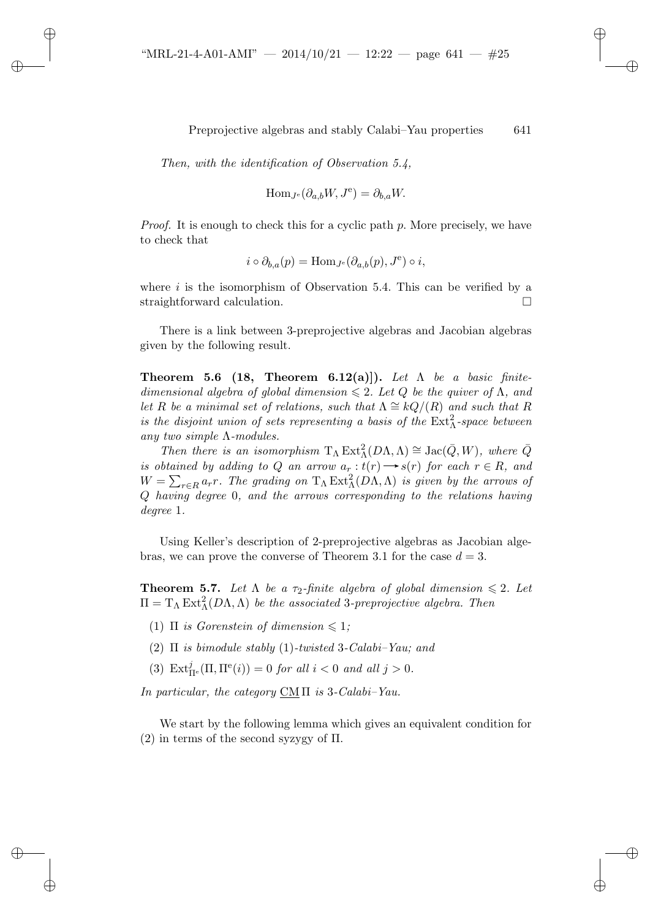*Then, with the identification of Observation 5.4,*

$$\operatorname{Hom}_{J^e}(\partial_{a,b}W, J^e) = \partial_{b,a}W.$$

*Proof.* It is enough to check this for a cyclic path $p$. More precisely, we have to check that

$$i \circ \partial_{b,a}(p) = \operatorname{Hom}_{J^e}(\partial_{a,b}(p), J^e) \circ i,$$

where $i$ is the isomorphism of Observation 5.4. This can be verified by a straightforward calculation. $\square$

There is a link between 3-preprojective algebras and Jacobian algebras given by the following result.

**Theorem 5.6 (18, Theorem 6.12(a)]).** *Let $\Lambda$ be a basic finite-dimensional algebra of global dimension $\leqslant 2$. Let $Q$ be the quiver of $\Lambda$, and let $R$ be a minimal set of relations, such that $\Lambda \cong kQ/(R)$ and such that $R$ is the disjoint union of sets representing a basis of the $\operatorname{Ext}^2_\Lambda$-space between any two simple $\Lambda$-modules.*

*Then there is an isomorphism $\mathrm{T}_\Lambda \operatorname{Ext}^2_\Lambda(D\Lambda, \Lambda) \cong \operatorname{Jac}(\bar{Q}, W)$, where $\bar{Q}$ is obtained by adding to $Q$ an arrow $a_r : t(r) \longrightarrow s(r)$ for each $r \in R$, and $W = \sum_{r \in R} a_r r$. The grading on $\mathrm{T}_\Lambda \operatorname{Ext}^2_\Lambda(D\Lambda, \Lambda)$ is given by the arrows of $Q$ having degree 0, and the arrows corresponding to the relations having degree 1.*

Using Keller's description of 2-preprojective algebras as Jacobian algebras, we can prove the converse of Theorem 3.1 for the case $d = 3$.

**Theorem 5.7.** *Let $\Lambda$ be a $\tau_2$-finite algebra of global dimension $\leqslant 2$. Let $\Pi = \mathrm{T}_\Lambda \operatorname{Ext}^2_\Lambda(D\Lambda, \Lambda)$ be the associated 3-preprojective algebra. Then*

1. *$\Pi$ is Gorenstein of dimension $\leqslant 1$;*
2. *$\Pi$ is bimodule stably $(1)$-twisted 3-Calabi–Yau; and*
3. *$\operatorname{Ext}^j_{\Pi^e}(\Pi, \Pi^e(i)) = 0$ for all $i < 0$ and all $j > 0$.*

*In particular, the category $\underline{\mathrm{CM}}\,\Pi$ is 3-Calabi–Yau.*

We start by the following lemma which gives an equivalent condition for (2) in terms of the second syzygy of $\Pi$.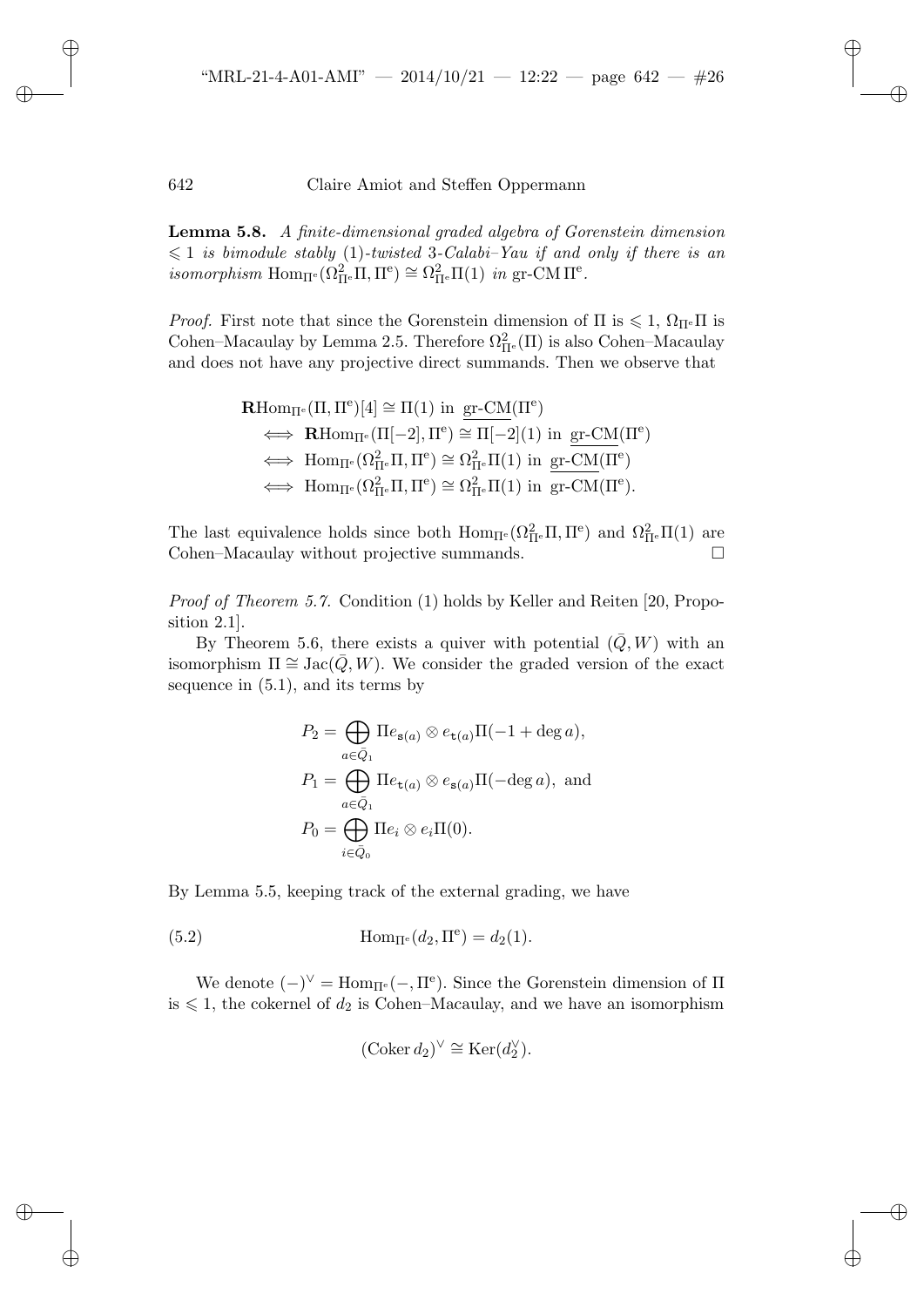**Lemma 5.8.** *A finite-dimensional graded algebra of Gorenstein dimension $\leqslant 1$ is bimodule stably $(1)$-twisted 3-Calabi–Yau if and only if there is an isomorphism $\operatorname{Hom}_{\Pi^e}(\Omega^2_{\Pi^e}\Pi, \Pi^e) \cong \Omega^2_{\Pi^e}\Pi(1)$ in $\operatorname{gr-CM}\Pi^e$.*

*Proof.* First note that since the Gorenstein dimension of $\Pi$ is $\leqslant 1$, $\Omega_{\Pi^e}\Pi$ is Cohen–Macaulay by Lemma 2.5. Therefore $\Omega^2_{\Pi^e}(\Pi)$ is also Cohen–Macaulay and does not have any projective direct summands. Then we observe that

$$
\begin{aligned}
&\mathbf{R}\operatorname{Hom}_{\Pi^e}(\Pi, \Pi^e)[4] \cong \Pi(1) \text{ in } \underline{\operatorname{gr-CM}}(\Pi^e) \\
\iff\ & \mathbf{R}\operatorname{Hom}_{\Pi^e}(\Pi[-2], \Pi^e) \cong \Pi[-2](1) \text{ in } \underline{\operatorname{gr-CM}}(\Pi^e) \\
\iff\ & \operatorname{Hom}_{\Pi^e}(\Omega^2_{\Pi^e}\Pi, \Pi^e) \cong \Omega^2_{\Pi^e}\Pi(1) \text{ in } \underline{\operatorname{gr-CM}}(\Pi^e) \\
\iff\ & \operatorname{Hom}_{\Pi^e}(\Omega^2_{\Pi^e}\Pi, \Pi^e) \cong \Omega^2_{\Pi^e}\Pi(1) \text{ in } \operatorname{gr-CM}(\Pi^e).
\end{aligned}
$$

The last equivalence holds since both $\operatorname{Hom}_{\Pi^e}(\Omega^2_{\Pi^e}\Pi, \Pi^e)$ and $\Omega^2_{\Pi^e}\Pi(1)$ are Cohen–Macaulay without projective summands. $\square$

*Proof of Theorem 5.7.* Condition (1) holds by Keller and Reiten [20, Proposition 2.1].

By Theorem 5.6, there exists a quiver with potential $(\bar{Q}, W)$ with an isomorphism $\Pi \cong \operatorname{Jac}(\bar{Q}, W)$. We consider the graded version of the exact sequence in (5.1), and its terms by

$$
\begin{aligned}
P_2 &= \bigoplus_{a \in \bar{Q}_1} \Pi e_{\mathtt{s}(a)} \otimes e_{\mathtt{t}(a)} \Pi(-1 + \deg a), \\
P_1 &= \bigoplus_{a \in \bar{Q}_1} \Pi e_{\mathtt{t}(a)} \otimes e_{\mathtt{s}(a)} \Pi(-\deg a), \text{ and} \\
P_0 &= \bigoplus_{i \in \bar{Q}_0} \Pi e_i \otimes e_i \Pi(0).
\end{aligned}
$$

By Lemma 5.5, keeping track of the external grading, we have

$$
\operatorname{Hom}_{\Pi^e}(d_2, \Pi^e) = d_2(1). \tag{5.2}
$$

We denote $(-)^\vee = \operatorname{Hom}_{\Pi^e}(-, \Pi^e)$. Since the Gorenstein dimension of $\Pi$ is $\leqslant 1$, the cokernel of $d_2$ is Cohen–Macaulay, and we have an isomorphism

$$
(\operatorname{Coker} d_2)^\vee \cong \operatorname{Ker}(d_2^\vee).
$$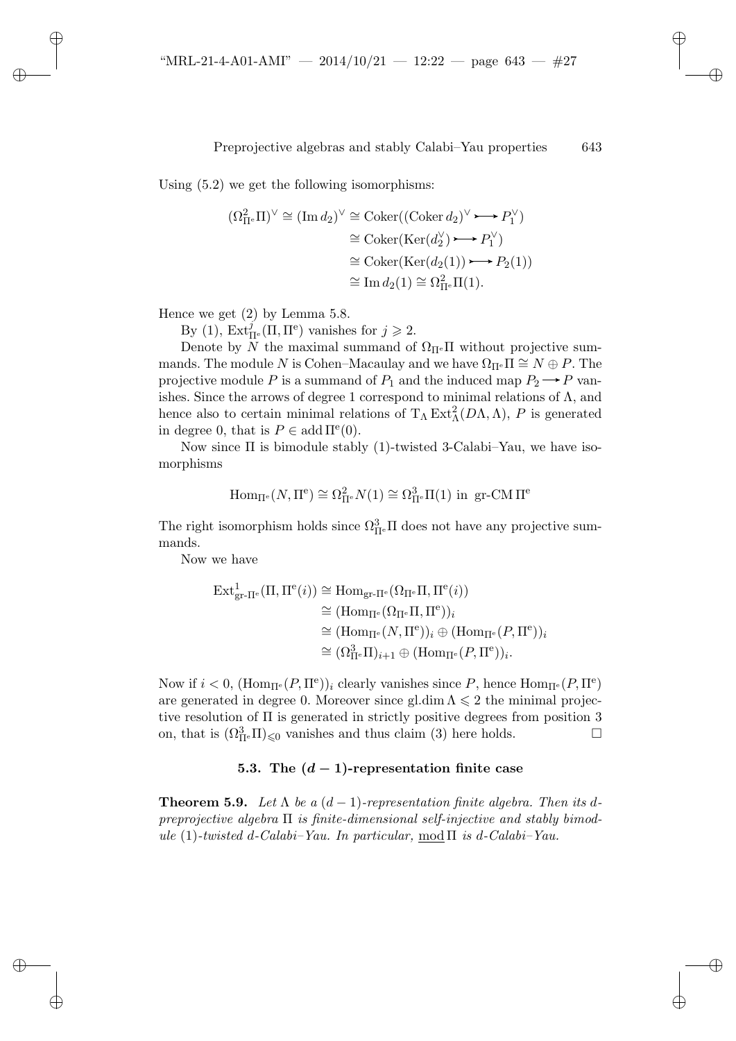Using (5.2) we get the following isomorphisms:

$$
\begin{aligned}
(\Omega^2_{\Pi^e}\Pi)^\vee \cong (\operatorname{Im} d_2)^\vee &\cong \operatorname{Coker}((\operatorname{Coker} d_2)^\vee \rightarrowtail P_1^\vee)\\
&\cong \operatorname{Coker}(\operatorname{Ker}(d_2^\vee) \rightarrowtail P_1^\vee)\\
&\cong \operatorname{Coker}(\operatorname{Ker}(d_2(1)) \rightarrowtail P_2(1))\\
&\cong \operatorname{Im} d_2(1) \cong \Omega^2_{\Pi^e}\Pi(1).
\end{aligned}
$$

Hence we get (2) by Lemma 5.8.

By (1), $\operatorname{Ext}^j_{\Pi^e}(\Pi, \Pi^e)$ vanishes for $j \geqslant 2$.

Denote by $N$ the maximal summand of $\Omega_{\Pi^e}\Pi$ without projective summands. The module $N$ is Cohen–Macaulay and we have $\Omega_{\Pi^e}\Pi \cong N \oplus P$. The projective module $P$ is a summand of $P_1$ and the induced map $P_2 \longrightarrow P$ vanishes. Since the arrows of degree 1 correspond to minimal relations of $\Lambda$, and hence also to certain minimal relations of $\mathrm{T}_\Lambda \operatorname{Ext}^2_\Lambda(D\Lambda, \Lambda)$, $P$ is generated in degree 0, that is $P \in \operatorname{add} \Pi^e(0)$.

Now since $\Pi$ is bimodule stably (1)-twisted 3-Calabi–Yau, we have isomorphisms

$$
\operatorname{Hom}_{\Pi^e}(N, \Pi^e) \cong \Omega^2_{\Pi^e} N(1) \cong \Omega^3_{\Pi^e}\Pi(1) \text{ in } \underline{\text{gr-CM}}\,\Pi^e
$$

The right isomorphism holds since $\Omega^3_{\Pi^e}\Pi$ does not have any projective summands.

Now we have

$$
\begin{aligned}
\operatorname{Ext}^1_{\text{gr-}\Pi^e}(\Pi, \Pi^e(i)) &\cong \operatorname{Hom}_{\text{gr-}\Pi^e}(\Omega_{\Pi^e}\Pi, \Pi^e(i))\\
&\cong (\operatorname{Hom}_{\Pi^e}(\Omega_{\Pi^e}\Pi, \Pi^e))_i\\
&\cong (\operatorname{Hom}_{\Pi^e}(N, \Pi^e))_i \oplus (\operatorname{Hom}_{\Pi^e}(P, \Pi^e))_i\\
&\cong (\Omega^3_{\Pi^e}\Pi)_{i+1} \oplus (\operatorname{Hom}_{\Pi^e}(P, \Pi^e))_i.
\end{aligned}
$$

Now if $i < 0$, $(\operatorname{Hom}_{\Pi^e}(P, \Pi^e))_i$ clearly vanishes since $P$, hence $\operatorname{Hom}_{\Pi^e}(P, \Pi^e)$ are generated in degree 0. Moreover since $\operatorname{gl.dim} \Lambda \leqslant 2$ the minimal projective resolution of $\Pi$ is generated in strictly positive degrees from position 3 on, that is $(\Omega^3_{\Pi^e}\Pi)_{\leqslant 0}$ vanishes and thus claim (3) here holds. $\square$

### 5.3. The $(d-1)$-representation finite case

**Theorem 5.9.** *Let $\Lambda$ be a $(d-1)$-representation finite algebra. Then its $d$-preprojective algebra $\Pi$ is finite-dimensional self-injective and stably bimodule (1)-twisted $d$-Calabi–Yau. In particular, $\underline{\operatorname{mod}}\,\Pi$ is $d$-Calabi–Yau.*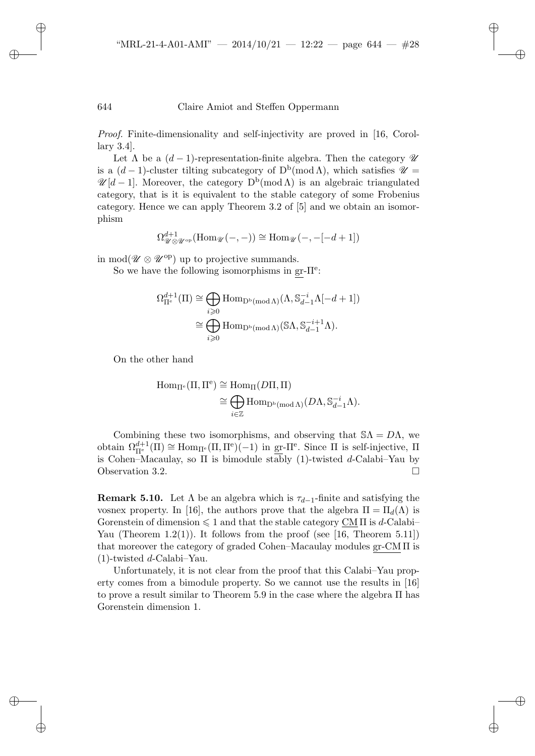*Proof.* Finite-dimensionality and self-injectivity are proved in [16, Corollary 3.4].

Let $\Lambda$ be a $(d-1)$-representation-finite algebra. Then the category $\mathscr{U}$ is a $(d-1)$-cluster tilting subcategory of $\mathrm{D^b}(\operatorname{mod}\Lambda)$, which satisfies $\mathscr{U} = \mathscr{U}[d-1]$. Moreover, the category $\mathrm{D^b}(\operatorname{mod}\Lambda)$ is an algebraic triangulated category, that is it is equivalent to the stable category of some Frobenius category. Hence we can apply Theorem 3.2 of [5] and we obtain an isomorphism

$$\Omega^{d+1}_{\mathscr{U}\otimes\mathscr{U}^{\mathrm{op}}}(\operatorname{Hom}_{\mathscr{U}}(-,-)) \cong \operatorname{Hom}_{\mathscr{U}}(-,-[-d+1])$$

in $\operatorname{mod}(\mathscr{U}\otimes\mathscr{U}^{\mathrm{op}})$ up to projective summands.

So we have the following isomorphisms in $\underline{\operatorname{gr}}\text{-}\Pi^{\mathrm{e}}$:

$$\begin{aligned}
\Omega^{d+1}_{\Pi^{\mathrm{e}}}(\Pi) &\cong \bigoplus_{i\geqslant 0}\operatorname{Hom}_{\mathrm{D^b}(\operatorname{mod}\Lambda)}(\Lambda, \mathbb{S}_{d-1}^{-i}\Lambda[-d+1])\\
&\cong \bigoplus_{i\geqslant 0}\operatorname{Hom}_{\mathrm{D^b}(\operatorname{mod}\Lambda)}(\mathbb{S}\Lambda, \mathbb{S}_{d-1}^{-i+1}\Lambda).
\end{aligned}$$

On the other hand

$$\begin{aligned}
\operatorname{Hom}_{\Pi^{\mathrm{e}}}(\Pi,\Pi^{\mathrm{e}}) &\cong \operatorname{Hom}_{\Pi}(D\Pi,\Pi)\\
&\cong \bigoplus_{i\in\mathbb{Z}}\operatorname{Hom}_{\mathrm{D^b}(\operatorname{mod}\Lambda)}(D\Lambda, \mathbb{S}_{d-1}^{-i}\Lambda).
\end{aligned}$$

Combining these two isomorphisms, and observing that $\mathbb{S}\Lambda = D\Lambda$, we obtain $\Omega^{d+1}_{\Pi^{\mathrm{e}}}(\Pi) \cong \operatorname{Hom}_{\Pi^{\mathrm{e}}}(\Pi,\Pi^{\mathrm{e}})(-1)$ in $\underline{\operatorname{gr}}\text{-}\Pi^{\mathrm{e}}$. Since $\Pi$ is self-injective, $\Pi$ is Cohen–Macaulay, so $\Pi$ is bimodule stably (1)-twisted $d$-Calabi–Yau by Observation 3.2. $\square$

**Remark 5.10.** Let $\Lambda$ be an algebra which is $\tau_{d-1}$-finite and satisfying the vosnex property. In [16], the authors prove that the algebra $\Pi = \Pi_d(\Lambda)$ is Gorenstein of dimension $\leqslant 1$ and that the stable category $\underline{\mathrm{CM}}\,\Pi$ is $d$-Calabi–Yau (Theorem 1.2(1)). It follows from the proof (see [16, Theorem 5.11]) that moreover the category of graded Cohen–Macaulay modules $\underline{\text{gr-CM}}\,\Pi$ is (1)-twisted $d$-Calabi–Yau.

Unfortunately, it is not clear from the proof that this Calabi–Yau property comes from a bimodule property. So we cannot use the results in [16] to prove a result similar to Theorem 5.9 in the case where the algebra $\Pi$ has Gorenstein dimension 1.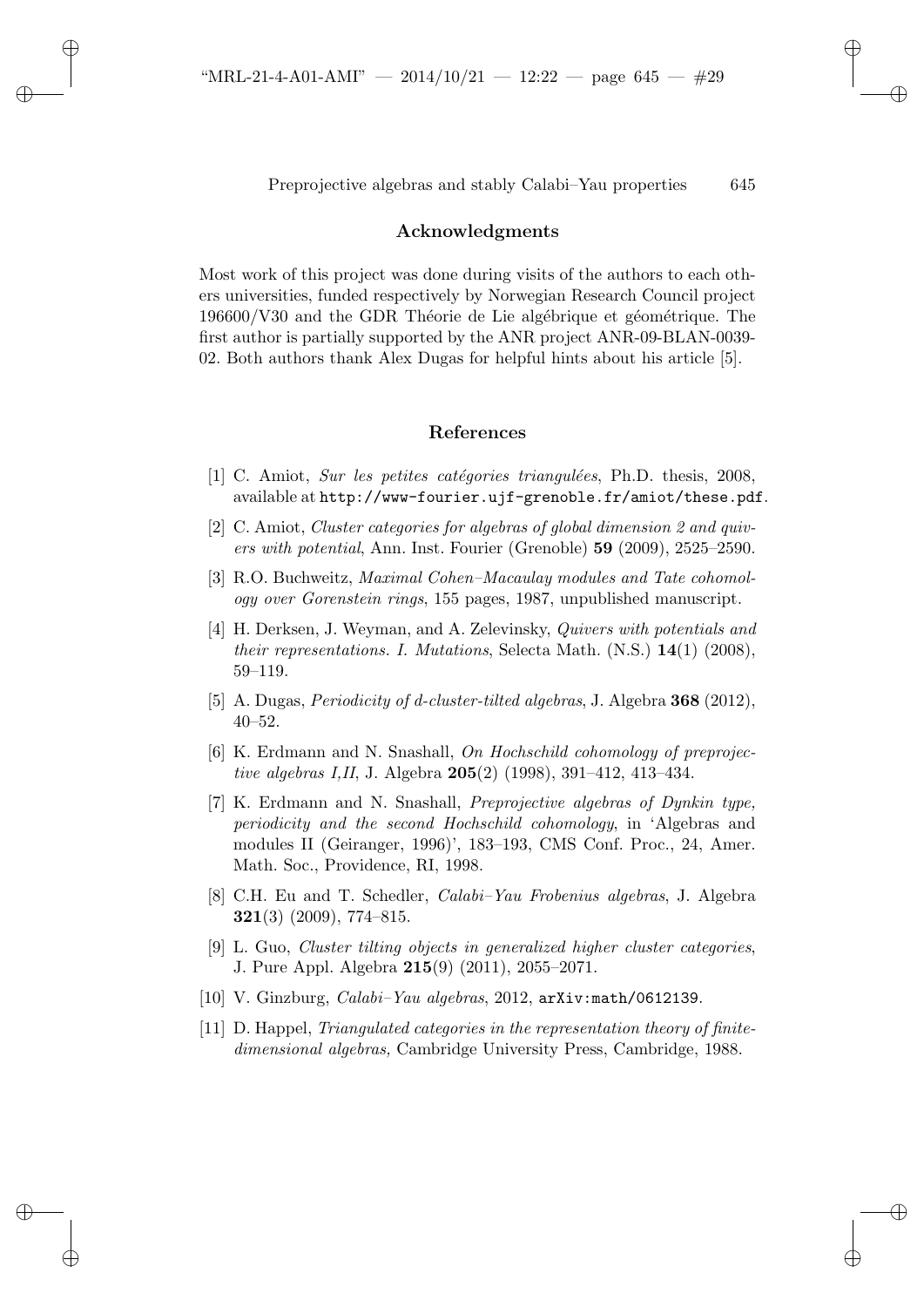## Acknowledgments

Most work of this project was done during visits of the authors to each others universities, funded respectively by Norwegian Research Council project 196600/V30 and the GDR Théorie de Lie algébrique et géométrique. The first author is partially supported by the ANR project ANR-09-BLAN-0039-02. Both authors thank Alex Dugas for helpful hints about his article [5].

## References

[1] C. Amiot, *Sur les petites catégories triangulées*, Ph.D. thesis, 2008, available at http://www-fourier.ujf-grenoble.fr/amiot/these.pdf.

[2] C. Amiot, *Cluster categories for algebras of global dimension 2 and quivers with potential*, Ann. Inst. Fourier (Grenoble) **59** (2009), 2525–2590.

[3] R.O. Buchweitz, *Maximal Cohen–Macaulay modules and Tate cohomology over Gorenstein rings*, 155 pages, 1987, unpublished manuscript.

[4] H. Derksen, J. Weyman, and A. Zelevinsky, *Quivers with potentials and their representations. I. Mutations*, Selecta Math. (N.S.) **14**(1) (2008), 59–119.

[5] A. Dugas, *Periodicity of d-cluster-tilted algebras*, J. Algebra **368** (2012), 40–52.

[6] K. Erdmann and N. Snashall, *On Hochschild cohomology of preprojective algebras I,II*, J. Algebra **205**(2) (1998), 391–412, 413–434.

[7] K. Erdmann and N. Snashall, *Preprojective algebras of Dynkin type, periodicity and the second Hochschild cohomology*, in 'Algebras and modules II (Geiranger, 1996)', 183–193, CMS Conf. Proc., 24, Amer. Math. Soc., Providence, RI, 1998.

[8] C.H. Eu and T. Schedler, *Calabi–Yau Frobenius algebras*, J. Algebra **321**(3) (2009), 774–815.

[9] L. Guo, *Cluster tilting objects in generalized higher cluster categories*, J. Pure Appl. Algebra **215**(9) (2011), 2055–2071.

[10] V. Ginzburg, *Calabi–Yau algebras*, 2012, arXiv:math/0612139.

[11] D. Happel, *Triangulated categories in the representation theory of finite-dimensional algebras,* Cambridge University Press, Cambridge, 1988.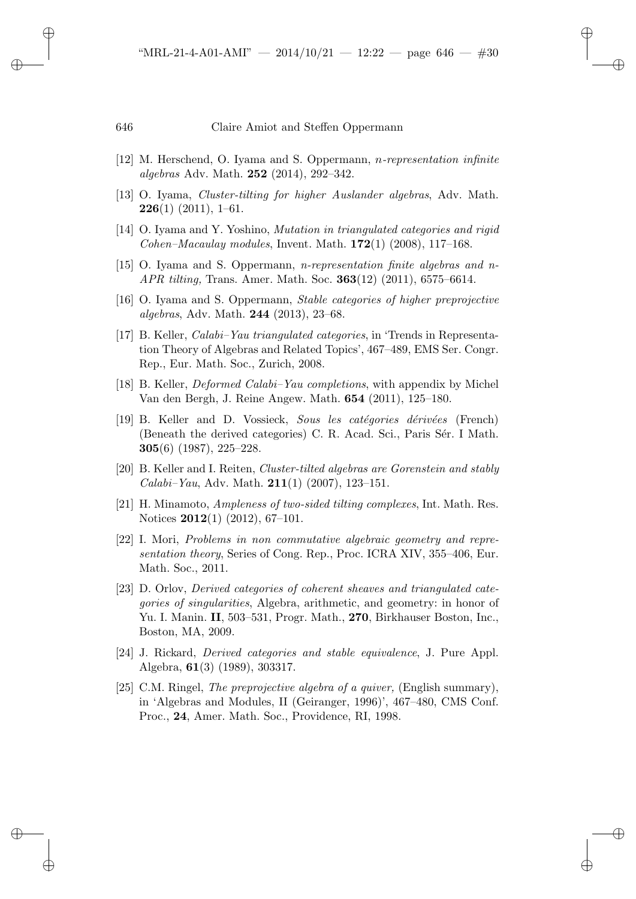[12] M. Herschend, O. Iyama and S. Oppermann, *$n$-representation infinite algebras* Adv. Math. **252** (2014), 292–342.

[13] O. Iyama, *Cluster-tilting for higher Auslander algebras*, Adv. Math. **226**(1) (2011), 1–61.

[14] O. Iyama and Y. Yoshino, *Mutation in triangulated categories and rigid Cohen–Macaulay modules*, Invent. Math. **172**(1) (2008), 117–168.

[15] O. Iyama and S. Oppermann, *$n$-representation finite algebras and $n$-APR tilting,* Trans. Amer. Math. Soc. **363**(12) (2011), 6575–6614.

[16] O. Iyama and S. Oppermann, *Stable categories of higher preprojective algebras*, Adv. Math. **244** (2013), 23–68.

[17] B. Keller, *Calabi–Yau triangulated categories*, in 'Trends in Representation Theory of Algebras and Related Topics', 467–489, EMS Ser. Congr. Rep., Eur. Math. Soc., Zurich, 2008.

[18] B. Keller, *Deformed Calabi–Yau completions*, with appendix by Michel Van den Bergh, J. Reine Angew. Math. **654** (2011), 125–180.

[19] B. Keller and D. Vossieck, *Sous les catégories dérivées* (French) (Beneath the derived categories) C. R. Acad. Sci., Paris Sér. I Math. **305**(6) (1987), 225–228.

[20] B. Keller and I. Reiten, *Cluster-tilted algebras are Gorenstein and stably Calabi–Yau*, Adv. Math. **211**(1) (2007), 123–151.

[21] H. Minamoto, *Ampleness of two-sided tilting complexes*, Int. Math. Res. Notices **2012**(1) (2012), 67–101.

[22] I. Mori, *Problems in non commutative algebraic geometry and representation theory*, Series of Cong. Rep., Proc. ICRA XIV, 355–406, Eur. Math. Soc., 2011.

[23] D. Orlov, *Derived categories of coherent sheaves and triangulated categories of singularities*, Algebra, arithmetic, and geometry: in honor of Yu. I. Manin. **II**, 503–531, Progr. Math., **270**, Birkhauser Boston, Inc., Boston, MA, 2009.

[24] J. Rickard, *Derived categories and stable equivalence*, J. Pure Appl. Algebra, **61**(3) (1989), 303317.

[25] C.M. Ringel, *The preprojective algebra of a quiver,* (English summary), in 'Algebras and Modules, II (Geiranger, 1996)', 467–480, CMS Conf. Proc., **24**, Amer. Math. Soc., Providence, RI, 1998.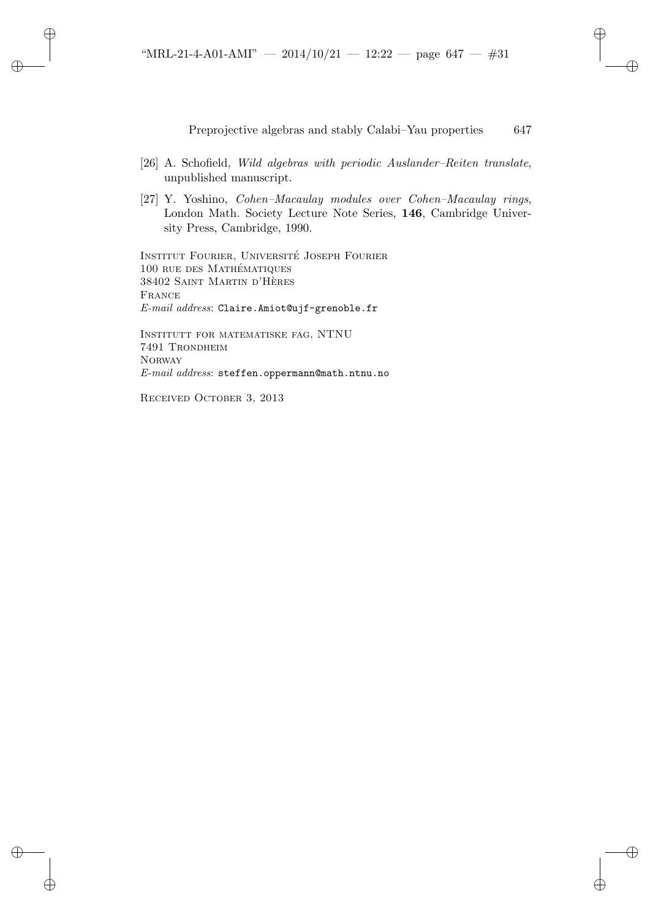[26] A. Schofield, *Wild algebras with periodic Auslander–Reiten translate*, unpublished manuscript.

[27] Y. Yoshino, *Cohen–Macaulay modules over Cohen–Macaulay rings*, London Math. Society Lecture Note Series, **146**, Cambridge University Press, Cambridge, 1990.

Institut Fourier, Université Joseph Fourier
100 rue des Mathématiques
38402 Saint Martin d'Hères
France
*E-mail address*: Claire.Amiot@ujf-grenoble.fr

Institutt for matematiske fag, NTNU
7491 Trondheim
Norway
*E-mail address*: steffen.oppermann@math.ntnu.no

Received October 3, 2013